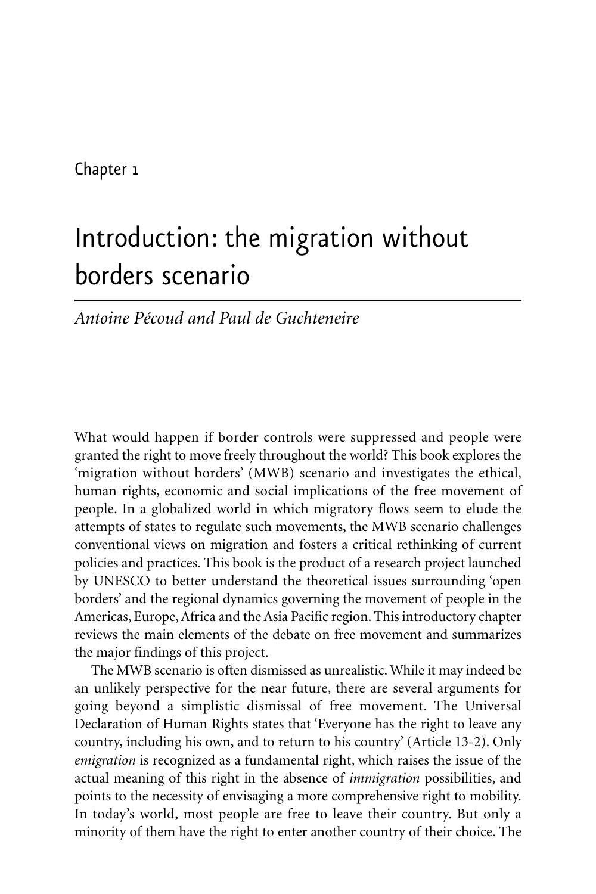Chapter 1

# Introduction: the migration without borders scenario

*Antoine Pécoud and Paul de Guchteneire*

What would happen if border controls were suppressed and people were granted the right to move freely throughout the world? This book explores the 'migration without borders' (MWB) scenario and investigates the ethical, human rights, economic and social implications of the free movement of people. In a globalized world in which migratory flows seem to elude the attempts of states to regulate such movements, the MWB scenario challenges conventional views on migration and fosters a critical rethinking of current policies and practices. This book is the product of a research project launched by UNESCO to better understand the theoretical issues surrounding 'open borders' and the regional dynamics governing the movement of people in the Americas, Europe, Africa and the Asia Pacific region. This introductory chapter reviews the main elements of the debate on free movement and summarizes the major findings of this project.

The MWB scenario is often dismissed as unrealistic. While it may indeed be an unlikely perspective for the near future, there are several arguments for going beyond a simplistic dismissal of free movement. The Universal Declaration of Human Rights states that 'Everyone has the right to leave any country, including his own, and to return to his country' (Article 13-2). Only *emigration* is recognized as a fundamental right, which raises the issue of the actual meaning of this right in the absence of *immigration* possibilities, and points to the necessity of envisaging a more comprehensive right to mobility. In today's world, most people are free to leave their country. But only a minority of them have the right to enter another country of their choice. The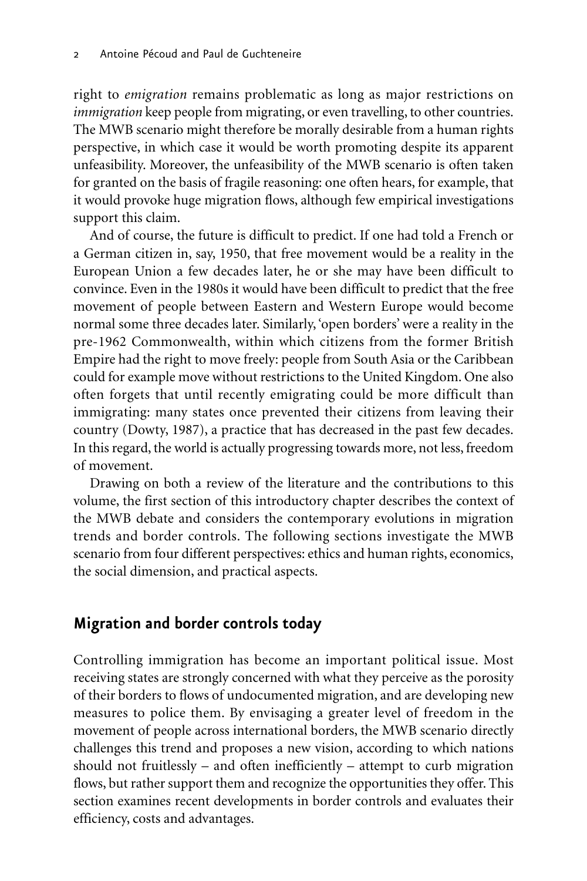right to *emigration* remains problematic as long as major restrictions on *immigration* keep people from migrating, or even travelling, to other countries. The MWB scenario might therefore be morally desirable from a human rights perspective, in which case it would be worth promoting despite its apparent unfeasibility. Moreover, the unfeasibility of the MWB scenario is often taken for granted on the basis of fragile reasoning: one often hears, for example, that it would provoke huge migration flows, although few empirical investigations support this claim.

And of course, the future is difficult to predict. If one had told a French or a German citizen in, say, 1950, that free movement would be a reality in the European Union a few decades later, he or she may have been difficult to convince. Even in the 1980s it would have been difficult to predict that the free movement of people between Eastern and Western Europe would become normal some three decades later. Similarly, 'open borders' were a reality in the pre-1962 Commonwealth, within which citizens from the former British Empire had the right to move freely: people from South Asia or the Caribbean could for example move without restrictions to the United Kingdom. One also often forgets that until recently emigrating could be more difficult than immigrating: many states once prevented their citizens from leaving their country (Dowty, 1987), a practice that has decreased in the past few decades. In this regard, the world is actually progressing towards more, not less, freedom of movement.

Drawing on both a review of the literature and the contributions to this volume, the first section of this introductory chapter describes the context of the MWB debate and considers the contemporary evolutions in migration trends and border controls. The following sections investigate the MWB scenario from four different perspectives: ethics and human rights, economics, the social dimension, and practical aspects.

## Migration and border controls today

Controlling immigration has become an important political issue. Most receiving states are strongly concerned with what they perceive as the porosity of their borders to flows of undocumented migration, and are developing new measures to police them. By envisaging a greater level of freedom in the movement of people across international borders, the MWB scenario directly challenges this trend and proposes a new vision, according to which nations should not fruitlessly – and often inefficiently – attempt to curb migration flows, but rather support them and recognize the opportunities they offer. This section examines recent developments in border controls and evaluates their efficiency, costs and advantages.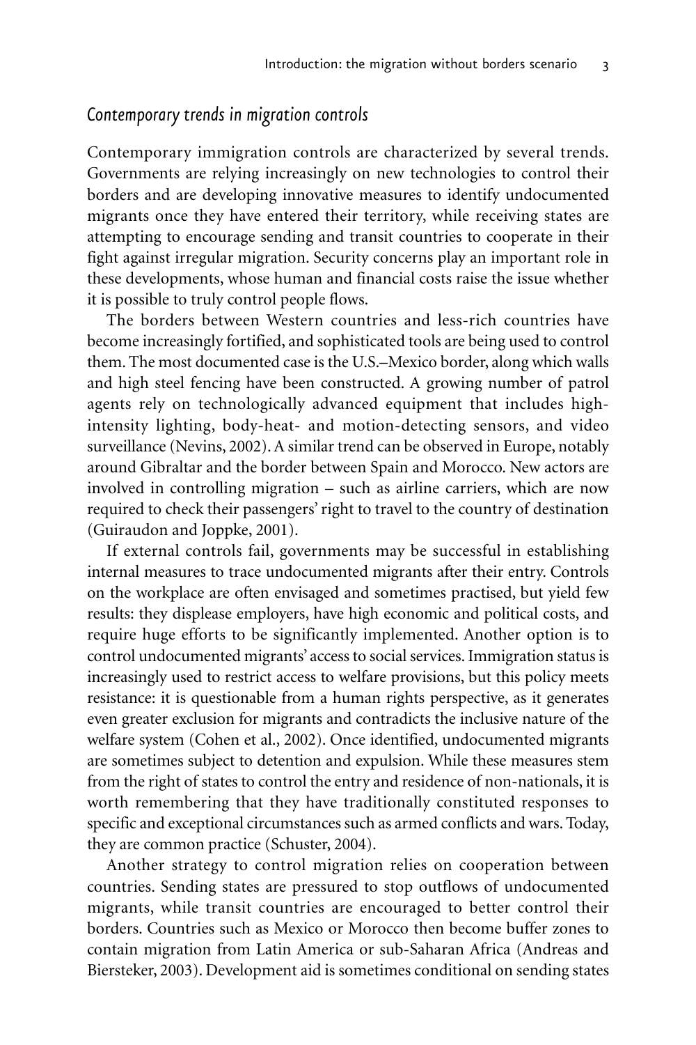## *Contemporary trends in migration controls*

Contemporary immigration controls are characterized by several trends. Governments are relying increasingly on new technologies to control their borders and are developing innovative measures to identify undocumented migrants once they have entered their territory, while receiving states are attempting to encourage sending and transit countries to cooperate in their fight against irregular migration. Security concerns play an important role in these developments, whose human and financial costs raise the issue whether it is possible to truly control people flows.

The borders between Western countries and less-rich countries have become increasingly fortified, and sophisticated tools are being used to control them. The most documented case is the U.S.–Mexico border, along which walls and high steel fencing have been constructed. A growing number of patrol agents rely on technologically advanced equipment that includes high-intensity lighting, body-heat- and motion-detecting sensors, and video surveillance (Nevins, 2002). A similar trend can be observed in Europe, notably around Gibraltar and the border between Spain and Morocco. New actors are involved in controlling migration – such as airline carriers, which are now required to check their passengers' right to travel to the country of destination (Guiraudon and Joppke, 2001).

If external controls fail, governments may be successful in establishing internal measures to trace undocumented migrants after their entry. Controls on the workplace are often envisaged and sometimes practised, but yield few results: they displease employers, have high economic and political costs, and require huge efforts to be significantly implemented. Another option is to control undocumented migrants' access to social services. Immigration status is increasingly used to restrict access to welfare provisions, but this policy meets resistance: it is questionable from a human rights perspective, as it generates even greater exclusion for migrants and contradicts the inclusive nature of the welfare system (Cohen et al., 2002). Once identified, undocumented migrants are sometimes subject to detention and expulsion. While these measures stem from the right of states to control the entry and residence of non-nationals, it is worth remembering that they have traditionally constituted responses to specific and exceptional circumstances such as armed conflicts and wars. Today, they are common practice (Schuster, 2004).

Another strategy to control migration relies on cooperation between countries. Sending states are pressured to stop outflows of undocumented migrants, while transit countries are encouraged to better control their borders. Countries such as Mexico or Morocco then become buffer zones to contain migration from Latin America or sub-Saharan Africa (Andreas and Biersteker, 2003). Development aid is sometimes conditional on sending states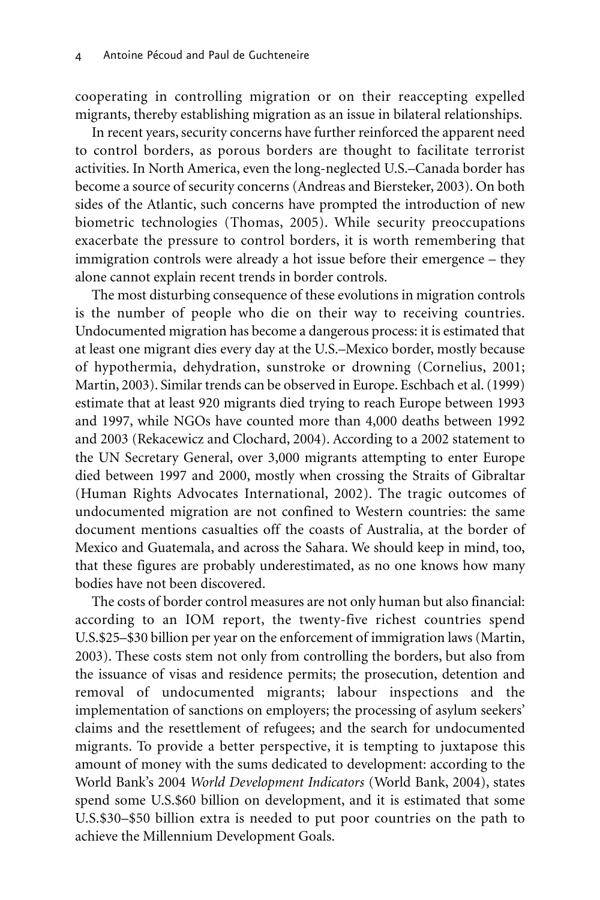cooperating in controlling migration or on their reaccepting expelled migrants, thereby establishing migration as an issue in bilateral relationships.

In recent years, security concerns have further reinforced the apparent need to control borders, as porous borders are thought to facilitate terrorist activities. In North America, even the long-neglected U.S.–Canada border has become a source of security concerns (Andreas and Biersteker, 2003). On both sides of the Atlantic, such concerns have prompted the introduction of new biometric technologies (Thomas, 2005). While security preoccupations exacerbate the pressure to control borders, it is worth remembering that immigration controls were already a hot issue before their emergence – they alone cannot explain recent trends in border controls.

The most disturbing consequence of these evolutions in migration controls is the number of people who die on their way to receiving countries. Undocumented migration has become a dangerous process: it is estimated that at least one migrant dies every day at the U.S.–Mexico border, mostly because of hypothermia, dehydration, sunstroke or drowning (Cornelius, 2001; Martin, 2003). Similar trends can be observed in Europe. Eschbach et al. (1999) estimate that at least 920 migrants died trying to reach Europe between 1993 and 1997, while NGOs have counted more than 4,000 deaths between 1992 and 2003 (Rekacewicz and Clochard, 2004). According to a 2002 statement to the UN Secretary General, over 3,000 migrants attempting to enter Europe died between 1997 and 2000, mostly when crossing the Straits of Gibraltar (Human Rights Advocates International, 2002). The tragic outcomes of undocumented migration are not confined to Western countries: the same document mentions casualties off the coasts of Australia, at the border of Mexico and Guatemala, and across the Sahara. We should keep in mind, too, that these figures are probably underestimated, as no one knows how many bodies have not been discovered.

The costs of border control measures are not only human but also financial: according to an IOM report, the twenty-five richest countries spend U.S.$25–$30 billion per year on the enforcement of immigration laws (Martin, 2003). These costs stem not only from controlling the borders, but also from the issuance of visas and residence permits; the prosecution, detention and removal of undocumented migrants; labour inspections and the implementation of sanctions on employers; the processing of asylum seekers' claims and the resettlement of refugees; and the search for undocumented migrants. To provide a better perspective, it is tempting to juxtapose this amount of money with the sums dedicated to development: according to the World Bank's 2004 *World Development Indicators* (World Bank, 2004), states spend some U.S.$60 billion on development, and it is estimated that some U.S.$30–$50 billion extra is needed to put poor countries on the path to achieve the Millennium Development Goals.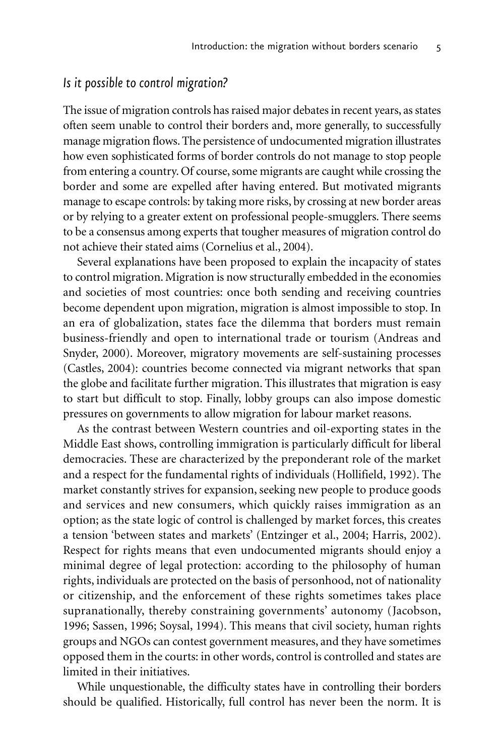## *Is it possible to control migration?*

The issue of migration controls has raised major debates in recent years, as states often seem unable to control their borders and, more generally, to successfully manage migration flows. The persistence of undocumented migration illustrates how even sophisticated forms of border controls do not manage to stop people from entering a country. Of course, some migrants are caught while crossing the border and some are expelled after having entered. But motivated migrants manage to escape controls: by taking more risks, by crossing at new border areas or by relying to a greater extent on professional people-smugglers. There seems to be a consensus among experts that tougher measures of migration control do not achieve their stated aims (Cornelius et al., 2004).

Several explanations have been proposed to explain the incapacity of states to control migration. Migration is now structurally embedded in the economies and societies of most countries: once both sending and receiving countries become dependent upon migration, migration is almost impossible to stop. In an era of globalization, states face the dilemma that borders must remain business-friendly and open to international trade or tourism (Andreas and Snyder, 2000). Moreover, migratory movements are self-sustaining processes (Castles, 2004): countries become connected via migrant networks that span the globe and facilitate further migration. This illustrates that migration is easy to start but difficult to stop. Finally, lobby groups can also impose domestic pressures on governments to allow migration for labour market reasons.

As the contrast between Western countries and oil-exporting states in the Middle East shows, controlling immigration is particularly difficult for liberal democracies. These are characterized by the preponderant role of the market and a respect for the fundamental rights of individuals (Hollifield, 1992). The market constantly strives for expansion, seeking new people to produce goods and services and new consumers, which quickly raises immigration as an option; as the state logic of control is challenged by market forces, this creates a tension 'between states and markets' (Entzinger et al., 2004; Harris, 2002). Respect for rights means that even undocumented migrants should enjoy a minimal degree of legal protection: according to the philosophy of human rights, individuals are protected on the basis of personhood, not of nationality or citizenship, and the enforcement of these rights sometimes takes place supranationally, thereby constraining governments' autonomy (Jacobson, 1996; Sassen, 1996; Soysal, 1994). This means that civil society, human rights groups and NGOs can contest government measures, and they have sometimes opposed them in the courts: in other words, control is controlled and states are limited in their initiatives.

While unquestionable, the difficulty states have in controlling their borders should be qualified. Historically, full control has never been the norm. It is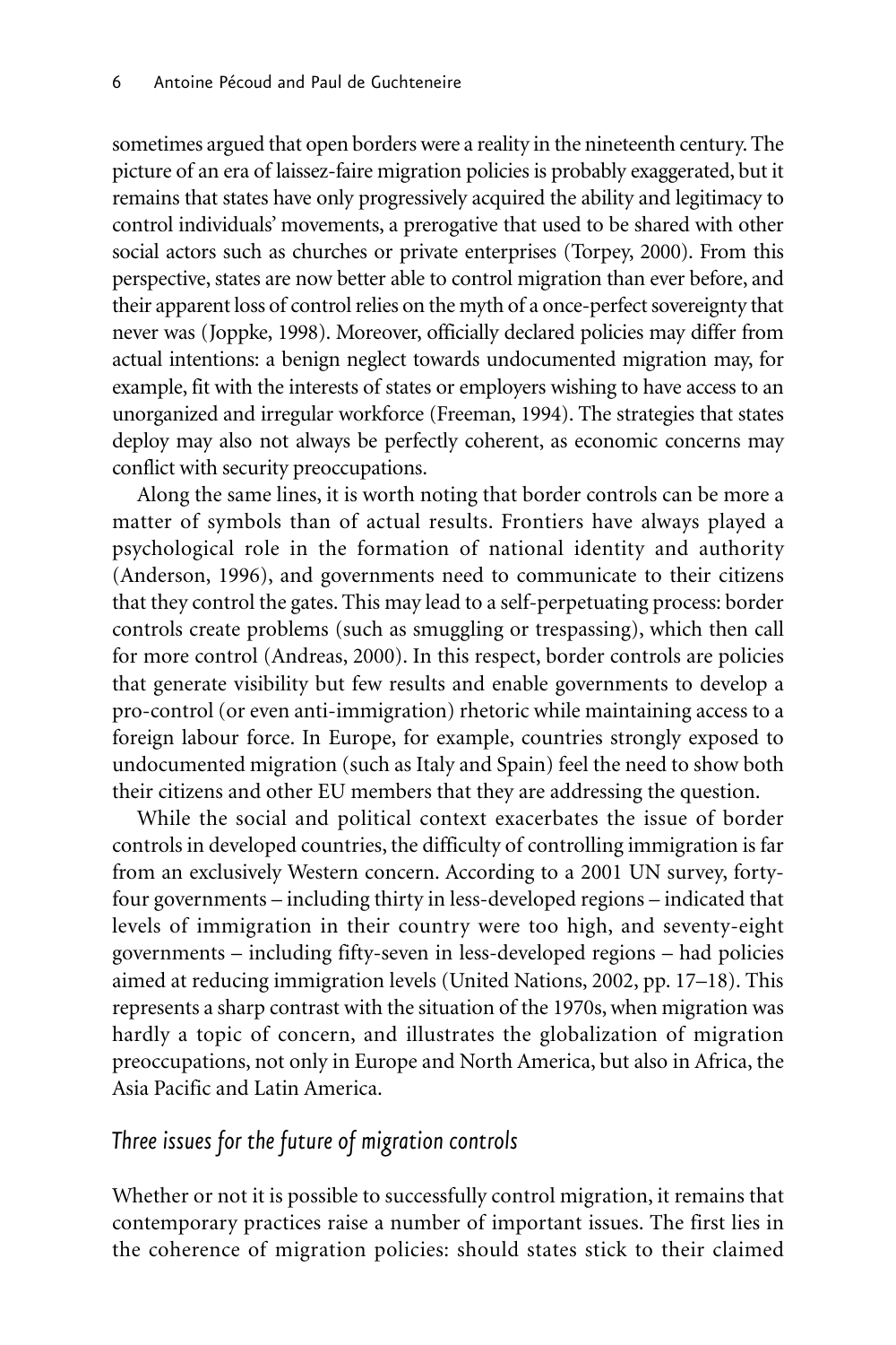sometimes argued that open borders were a reality in the nineteenth century. The picture of an era of laissez-faire migration policies is probably exaggerated, but it remains that states have only progressively acquired the ability and legitimacy to control individuals' movements, a prerogative that used to be shared with other social actors such as churches or private enterprises (Torpey, 2000). From this perspective, states are now better able to control migration than ever before, and their apparent loss of control relies on the myth of a once-perfect sovereignty that never was (Joppke, 1998). Moreover, officially declared policies may differ from actual intentions: a benign neglect towards undocumented migration may, for example, fit with the interests of states or employers wishing to have access to an unorganized and irregular workforce (Freeman, 1994). The strategies that states deploy may also not always be perfectly coherent, as economic concerns may conflict with security preoccupations.

Along the same lines, it is worth noting that border controls can be more a matter of symbols than of actual results. Frontiers have always played a psychological role in the formation of national identity and authority (Anderson, 1996), and governments need to communicate to their citizens that they control the gates. This may lead to a self-perpetuating process: border controls create problems (such as smuggling or trespassing), which then call for more control (Andreas, 2000). In this respect, border controls are policies that generate visibility but few results and enable governments to develop a pro-control (or even anti-immigration) rhetoric while maintaining access to a foreign labour force. In Europe, for example, countries strongly exposed to undocumented migration (such as Italy and Spain) feel the need to show both their citizens and other EU members that they are addressing the question.

While the social and political context exacerbates the issue of border controls in developed countries, the difficulty of controlling immigration is far from an exclusively Western concern. According to a 2001 UN survey, forty-four governments – including thirty in less-developed regions – indicated that levels of immigration in their country were too high, and seventy-eight governments – including fifty-seven in less-developed regions – had policies aimed at reducing immigration levels (United Nations, 2002, pp. 17–18). This represents a sharp contrast with the situation of the 1970s, when migration was hardly a topic of concern, and illustrates the globalization of migration preoccupations, not only in Europe and North America, but also in Africa, the Asia Pacific and Latin America.

## *Three issues for the future of migration controls*

Whether or not it is possible to successfully control migration, it remains that contemporary practices raise a number of important issues. The first lies in the coherence of migration policies: should states stick to their claimed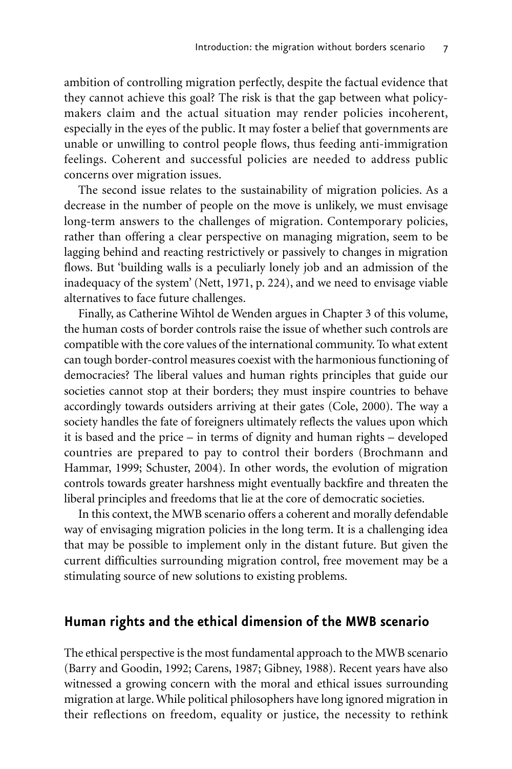ambition of controlling migration perfectly, despite the factual evidence that they cannot achieve this goal? The risk is that the gap between what policy-makers claim and the actual situation may render policies incoherent, especially in the eyes of the public. It may foster a belief that governments are unable or unwilling to control people flows, thus feeding anti-immigration feelings. Coherent and successful policies are needed to address public concerns over migration issues.

The second issue relates to the sustainability of migration policies. As a decrease in the number of people on the move is unlikely, we must envisage long-term answers to the challenges of migration. Contemporary policies, rather than offering a clear perspective on managing migration, seem to be lagging behind and reacting restrictively or passively to changes in migration flows. But 'building walls is a peculiarly lonely job and an admission of the inadequacy of the system' (Nett, 1971, p. 224), and we need to envisage viable alternatives to face future challenges.

Finally, as Catherine Wihtol de Wenden argues in Chapter 3 of this volume, the human costs of border controls raise the issue of whether such controls are compatible with the core values of the international community. To what extent can tough border-control measures coexist with the harmonious functioning of democracies? The liberal values and human rights principles that guide our societies cannot stop at their borders; they must inspire countries to behave accordingly towards outsiders arriving at their gates (Cole, 2000). The way a society handles the fate of foreigners ultimately reflects the values upon which it is based and the price – in terms of dignity and human rights – developed countries are prepared to pay to control their borders (Brochmann and Hammar, 1999; Schuster, 2004). In other words, the evolution of migration controls towards greater harshness might eventually backfire and threaten the liberal principles and freedoms that lie at the core of democratic societies.

In this context, the MWB scenario offers a coherent and morally defendable way of envisaging migration policies in the long term. It is a challenging idea that may be possible to implement only in the distant future. But given the current difficulties surrounding migration control, free movement may be a stimulating source of new solutions to existing problems.

## Human rights and the ethical dimension of the MWB scenario

The ethical perspective is the most fundamental approach to the MWB scenario (Barry and Goodin, 1992; Carens, 1987; Gibney, 1988). Recent years have also witnessed a growing concern with the moral and ethical issues surrounding migration at large. While political philosophers have long ignored migration in their reflections on freedom, equality or justice, the necessity to rethink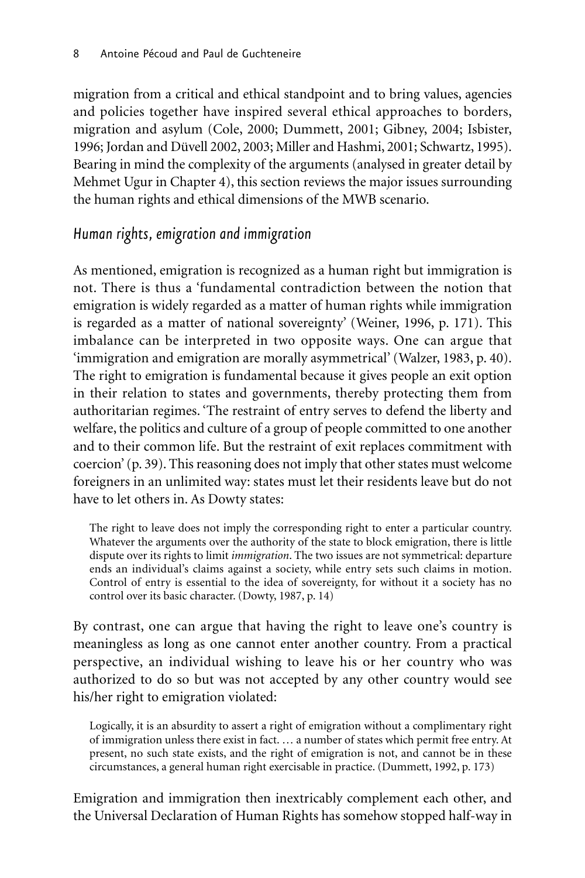migration from a critical and ethical standpoint and to bring values, agencies and policies together have inspired several ethical approaches to borders, migration and asylum (Cole, 2000; Dummett, 2001; Gibney, 2004; Isbister, 1996; Jordan and Düvell 2002, 2003; Miller and Hashmi, 2001; Schwartz, 1995). Bearing in mind the complexity of the arguments (analysed in greater detail by Mehmet Ugur in Chapter 4), this section reviews the major issues surrounding the human rights and ethical dimensions of the MWB scenario.

### *Human rights, emigration and immigration*

As mentioned, emigration is recognized as a human right but immigration is not. There is thus a 'fundamental contradiction between the notion that emigration is widely regarded as a matter of human rights while immigration is regarded as a matter of national sovereignty' (Weiner, 1996, p. 171). This imbalance can be interpreted in two opposite ways. One can argue that 'immigration and emigration are morally asymmetrical' (Walzer, 1983, p. 40). The right to emigration is fundamental because it gives people an exit option in their relation to states and governments, thereby protecting them from authoritarian regimes. 'The restraint of entry serves to defend the liberty and welfare, the politics and culture of a group of people committed to one another and to their common life. But the restraint of exit replaces commitment with coercion' (p. 39). This reasoning does not imply that other states must welcome foreigners in an unlimited way: states must let their residents leave but do not have to let others in. As Dowty states:

> The right to leave does not imply the corresponding right to enter a particular country. Whatever the arguments over the authority of the state to block emigration, there is little dispute over its rights to limit *immigration*. The two issues are not symmetrical: departure ends an individual's claims against a society, while entry sets such claims in motion. Control of entry is essential to the idea of sovereignty, for without it a society has no control over its basic character. (Dowty, 1987, p. 14)

By contrast, one can argue that having the right to leave one's country is meaningless as long as one cannot enter another country. From a practical perspective, an individual wishing to leave his or her country who was authorized to do so but was not accepted by any other country would see his/her right to emigration violated:

> Logically, it is an absurdity to assert a right of emigration without a complimentary right of immigration unless there exist in fact. … a number of states which permit free entry. At present, no such state exists, and the right of emigration is not, and cannot be in these circumstances, a general human right exercisable in practice. (Dummett, 1992, p. 173)

Emigration and immigration then inextricably complement each other, and the Universal Declaration of Human Rights has somehow stopped half-way in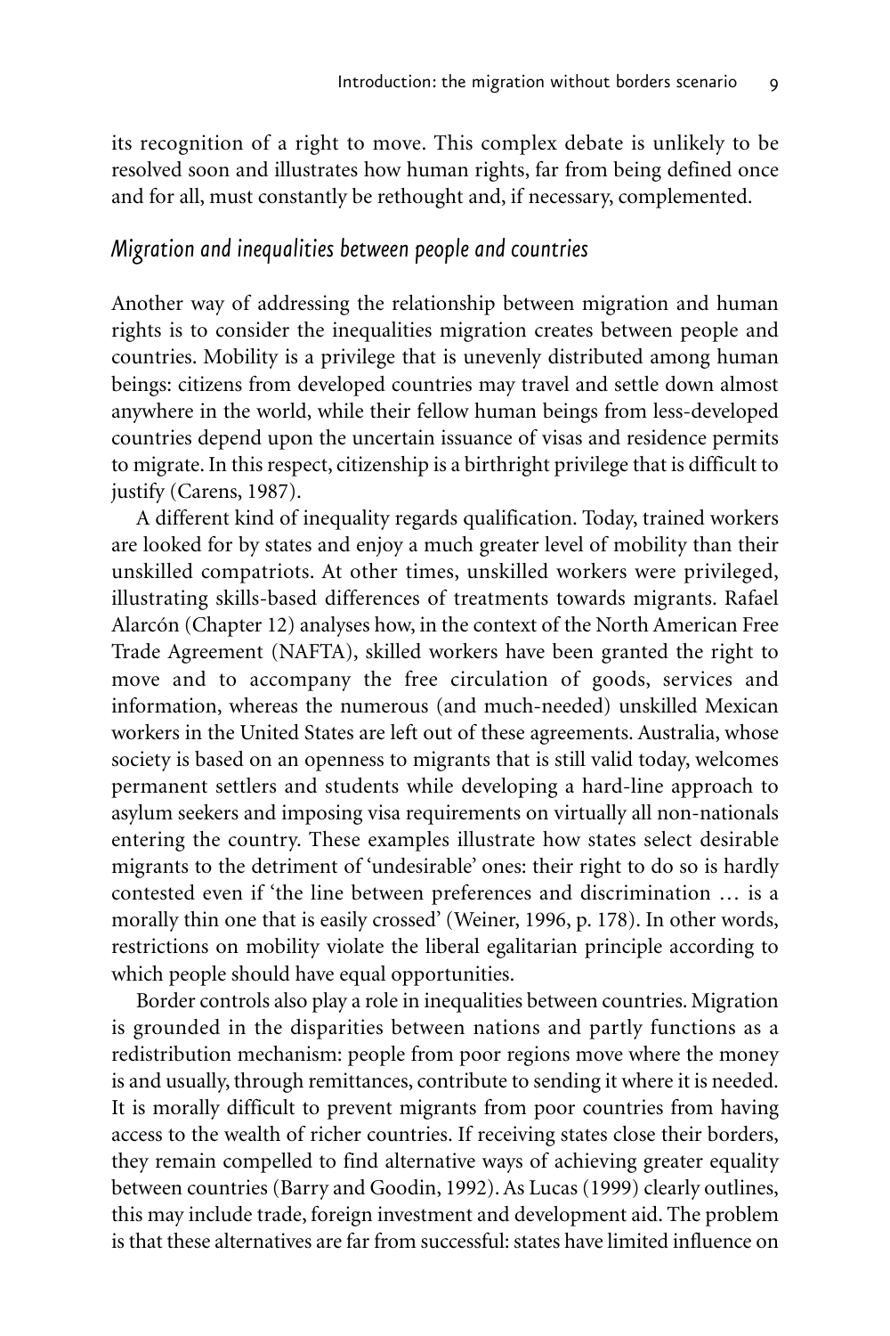its recognition of a right to move. This complex debate is unlikely to be resolved soon and illustrates how human rights, far from being defined once and for all, must constantly be rethought and, if necessary, complemented.

## *Migration and inequalities between people and countries*

Another way of addressing the relationship between migration and human rights is to consider the inequalities migration creates between people and countries. Mobility is a privilege that is unevenly distributed among human beings: citizens from developed countries may travel and settle down almost anywhere in the world, while their fellow human beings from less-developed countries depend upon the uncertain issuance of visas and residence permits to migrate. In this respect, citizenship is a birthright privilege that is difficult to justify (Carens, 1987).

A different kind of inequality regards qualification. Today, trained workers are looked for by states and enjoy a much greater level of mobility than their unskilled compatriots. At other times, unskilled workers were privileged, illustrating skills-based differences of treatments towards migrants. Rafael Alarcón (Chapter 12) analyses how, in the context of the North American Free Trade Agreement (NAFTA), skilled workers have been granted the right to move and to accompany the free circulation of goods, services and information, whereas the numerous (and much-needed) unskilled Mexican workers in the United States are left out of these agreements. Australia, whose society is based on an openness to migrants that is still valid today, welcomes permanent settlers and students while developing a hard-line approach to asylum seekers and imposing visa requirements on virtually all non-nationals entering the country. These examples illustrate how states select desirable migrants to the detriment of 'undesirable' ones: their right to do so is hardly contested even if 'the line between preferences and discrimination … is a morally thin one that is easily crossed' (Weiner, 1996, p. 178). In other words, restrictions on mobility violate the liberal egalitarian principle according to which people should have equal opportunities.

Border controls also play a role in inequalities between countries. Migration is grounded in the disparities between nations and partly functions as a redistribution mechanism: people from poor regions move where the money is and usually, through remittances, contribute to sending it where it is needed. It is morally difficult to prevent migrants from poor countries from having access to the wealth of richer countries. If receiving states close their borders, they remain compelled to find alternative ways of achieving greater equality between countries (Barry and Goodin, 1992). As Lucas (1999) clearly outlines, this may include trade, foreign investment and development aid. The problem is that these alternatives are far from successful: states have limited influence on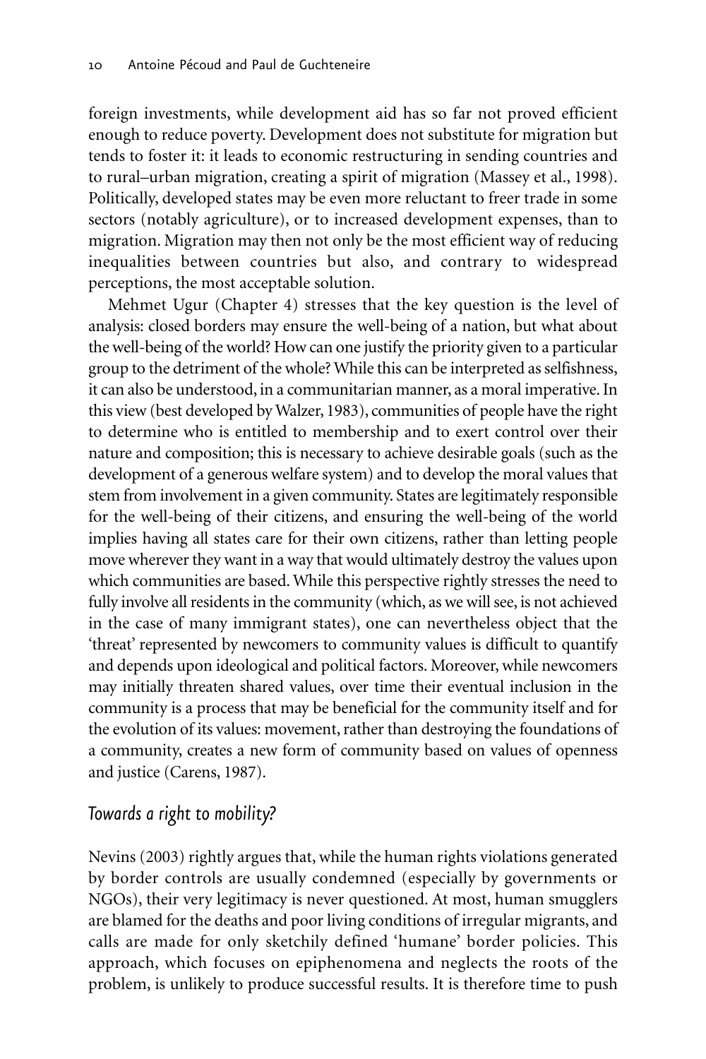foreign investments, while development aid has so far not proved efficient enough to reduce poverty. Development does not substitute for migration but tends to foster it: it leads to economic restructuring in sending countries and to rural–urban migration, creating a spirit of migration (Massey et al., 1998). Politically, developed states may be even more reluctant to freer trade in some sectors (notably agriculture), or to increased development expenses, than to migration. Migration may then not only be the most efficient way of reducing inequalities between countries but also, and contrary to widespread perceptions, the most acceptable solution.

Mehmet Ugur (Chapter 4) stresses that the key question is the level of analysis: closed borders may ensure the well-being of a nation, but what about the well-being of the world? How can one justify the priority given to a particular group to the detriment of the whole? While this can be interpreted as selfishness, it can also be understood, in a communitarian manner, as a moral imperative. In this view (best developed by Walzer, 1983), communities of people have the right to determine who is entitled to membership and to exert control over their nature and composition; this is necessary to achieve desirable goals (such as the development of a generous welfare system) and to develop the moral values that stem from involvement in a given community. States are legitimately responsible for the well-being of their citizens, and ensuring the well-being of the world implies having all states care for their own citizens, rather than letting people move wherever they want in a way that would ultimately destroy the values upon which communities are based. While this perspective rightly stresses the need to fully involve all residents in the community (which, as we will see, is not achieved in the case of many immigrant states), one can nevertheless object that the 'threat' represented by newcomers to community values is difficult to quantify and depends upon ideological and political factors. Moreover, while newcomers may initially threaten shared values, over time their eventual inclusion in the community is a process that may be beneficial for the community itself and for the evolution of its values: movement, rather than destroying the foundations of a community, creates a new form of community based on values of openness and justice (Carens, 1987).

## *Towards a right to mobility?*

Nevins (2003) rightly argues that, while the human rights violations generated by border controls are usually condemned (especially by governments or NGOs), their very legitimacy is never questioned. At most, human smugglers are blamed for the deaths and poor living conditions of irregular migrants, and calls are made for only sketchily defined 'humane' border policies. This approach, which focuses on epiphenomena and neglects the roots of the problem, is unlikely to produce successful results. It is therefore time to push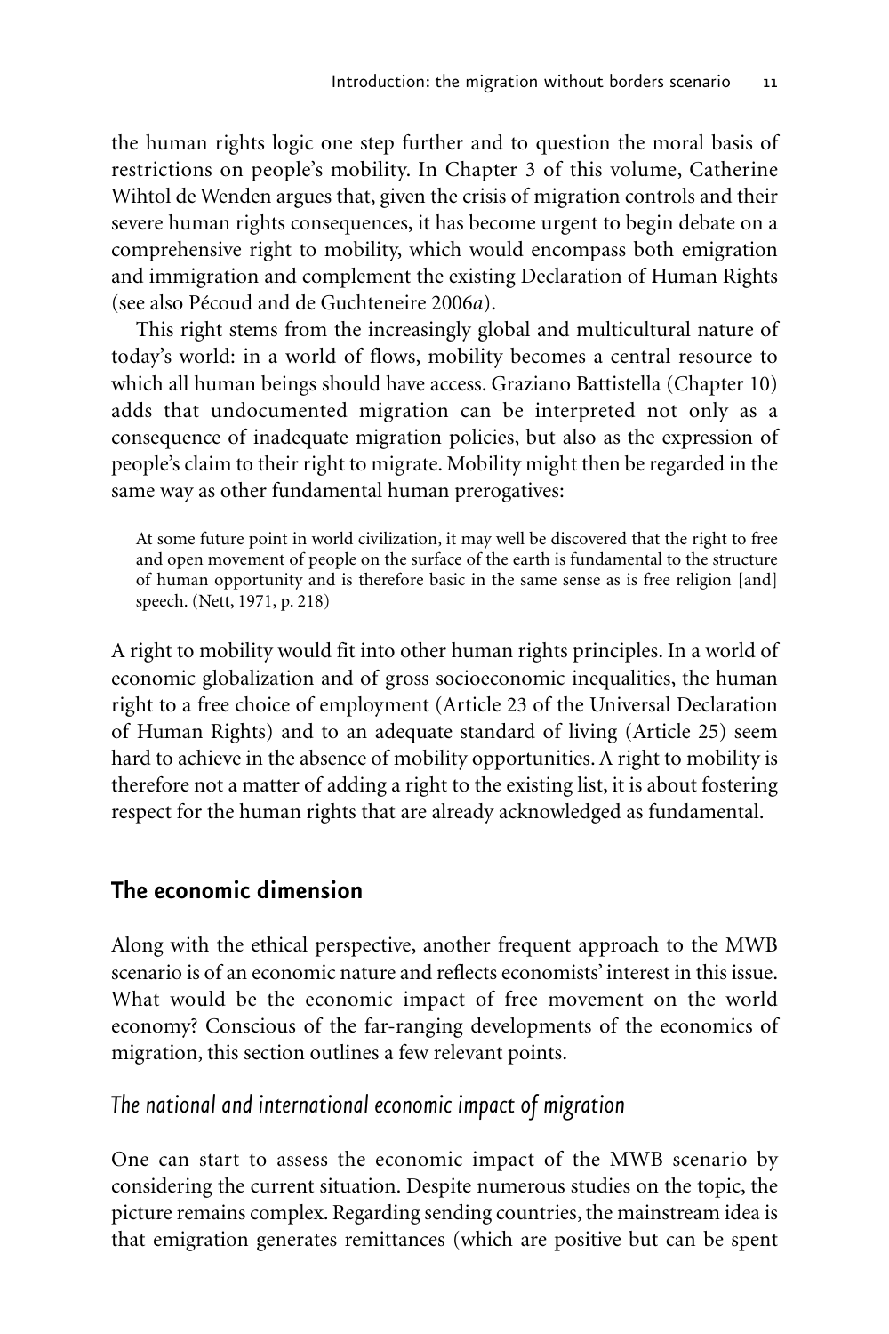the human rights logic one step further and to question the moral basis of restrictions on people's mobility. In Chapter 3 of this volume, Catherine Wihtol de Wenden argues that, given the crisis of migration controls and their severe human rights consequences, it has become urgent to begin debate on a comprehensive right to mobility, which would encompass both emigration and immigration and complement the existing Declaration of Human Rights (see also Pécoud and de Guchteneire 2006*a*).

This right stems from the increasingly global and multicultural nature of today's world: in a world of flows, mobility becomes a central resource to which all human beings should have access. Graziano Battistella (Chapter 10) adds that undocumented migration can be interpreted not only as a consequence of inadequate migration policies, but also as the expression of people's claim to their right to migrate. Mobility might then be regarded in the same way as other fundamental human prerogatives:

> At some future point in world civilization, it may well be discovered that the right to free and open movement of people on the surface of the earth is fundamental to the structure of human opportunity and is therefore basic in the same sense as is free religion [and] speech. (Nett, 1971, p. 218)

A right to mobility would fit into other human rights principles. In a world of economic globalization and of gross socioeconomic inequalities, the human right to a free choice of employment (Article 23 of the Universal Declaration of Human Rights) and to an adequate standard of living (Article 25) seem hard to achieve in the absence of mobility opportunities. A right to mobility is therefore not a matter of adding a right to the existing list, it is about fostering respect for the human rights that are already acknowledged as fundamental.

## The economic dimension

Along with the ethical perspective, another frequent approach to the MWB scenario is of an economic nature and reflects economists' interest in this issue. What would be the economic impact of free movement on the world economy? Conscious of the far-ranging developments of the economics of migration, this section outlines a few relevant points.

### *The national and international economic impact of migration*

One can start to assess the economic impact of the MWB scenario by considering the current situation. Despite numerous studies on the topic, the picture remains complex. Regarding sending countries, the mainstream idea is that emigration generates remittances (which are positive but can be spent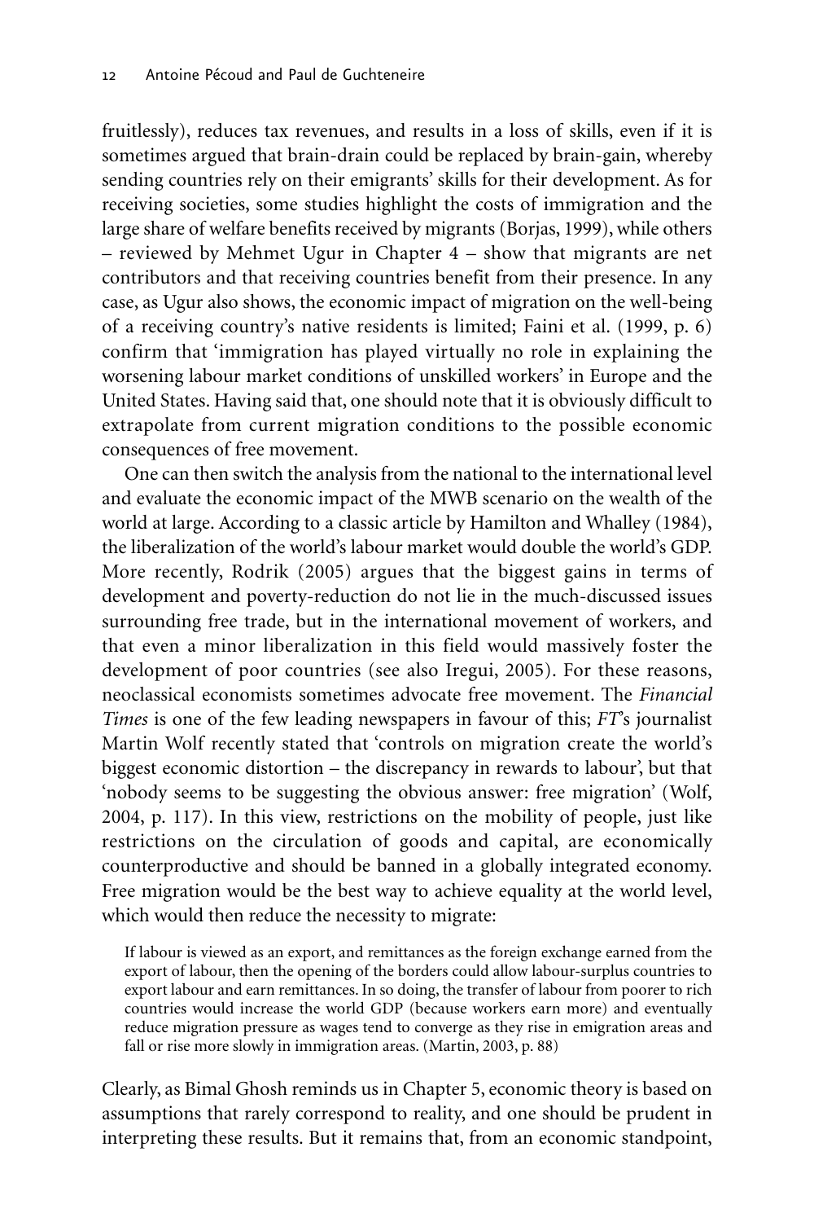fruitlessly), reduces tax revenues, and results in a loss of skills, even if it is sometimes argued that brain-drain could be replaced by brain-gain, whereby sending countries rely on their emigrants' skills for their development. As for receiving societies, some studies highlight the costs of immigration and the large share of welfare benefits received by migrants (Borjas, 1999), while others – reviewed by Mehmet Ugur in Chapter 4 – show that migrants are net contributors and that receiving countries benefit from their presence. In any case, as Ugur also shows, the economic impact of migration on the well-being of a receiving country's native residents is limited; Faini et al. (1999, p. 6) confirm that 'immigration has played virtually no role in explaining the worsening labour market conditions of unskilled workers' in Europe and the United States. Having said that, one should note that it is obviously difficult to extrapolate from current migration conditions to the possible economic consequences of free movement.

One can then switch the analysis from the national to the international level and evaluate the economic impact of the MWB scenario on the wealth of the world at large. According to a classic article by Hamilton and Whalley (1984), the liberalization of the world's labour market would double the world's GDP. More recently, Rodrik (2005) argues that the biggest gains in terms of development and poverty-reduction do not lie in the much-discussed issues surrounding free trade, but in the international movement of workers, and that even a minor liberalization in this field would massively foster the development of poor countries (see also Iregui, 2005). For these reasons, neoclassical economists sometimes advocate free movement. The *Financial Times* is one of the few leading newspapers in favour of this; *FT*'s journalist Martin Wolf recently stated that 'controls on migration create the world's biggest economic distortion – the discrepancy in rewards to labour', but that 'nobody seems to be suggesting the obvious answer: free migration' (Wolf, 2004, p. 117). In this view, restrictions on the mobility of people, just like restrictions on the circulation of goods and capital, are economically counterproductive and should be banned in a globally integrated economy. Free migration would be the best way to achieve equality at the world level, which would then reduce the necessity to migrate:

> If labour is viewed as an export, and remittances as the foreign exchange earned from the export of labour, then the opening of the borders could allow labour-surplus countries to export labour and earn remittances. In so doing, the transfer of labour from poorer to rich countries would increase the world GDP (because workers earn more) and eventually reduce migration pressure as wages tend to converge as they rise in emigration areas and fall or rise more slowly in immigration areas. (Martin, 2003, p. 88)

Clearly, as Bimal Ghosh reminds us in Chapter 5, economic theory is based on assumptions that rarely correspond to reality, and one should be prudent in interpreting these results. But it remains that, from an economic standpoint,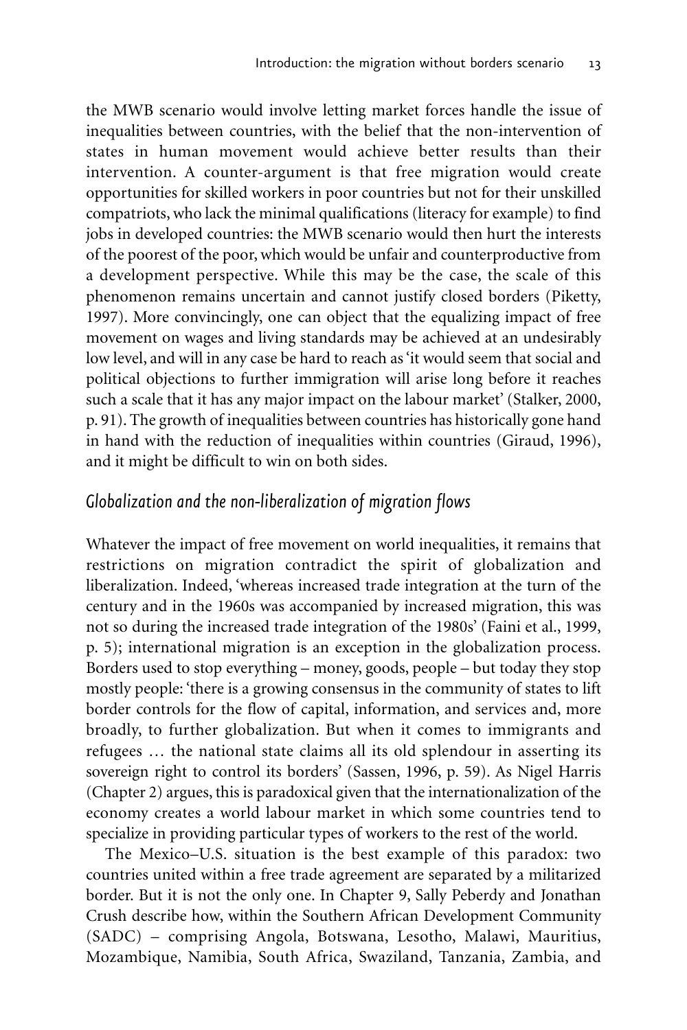the MWB scenario would involve letting market forces handle the issue of inequalities between countries, with the belief that the non-intervention of states in human movement would achieve better results than their intervention. A counter-argument is that free migration would create opportunities for skilled workers in poor countries but not for their unskilled compatriots, who lack the minimal qualifications (literacy for example) to find jobs in developed countries: the MWB scenario would then hurt the interests of the poorest of the poor, which would be unfair and counterproductive from a development perspective. While this may be the case, the scale of this phenomenon remains uncertain and cannot justify closed borders (Piketty, 1997). More convincingly, one can object that the equalizing impact of free movement on wages and living standards may be achieved at an undesirably low level, and will in any case be hard to reach as 'it would seem that social and political objections to further immigration will arise long before it reaches such a scale that it has any major impact on the labour market' (Stalker, 2000, p. 91). The growth of inequalities between countries has historically gone hand in hand with the reduction of inequalities within countries (Giraud, 1996), and it might be difficult to win on both sides.

## *Globalization and the non-liberalization of migration flows*

Whatever the impact of free movement on world inequalities, it remains that restrictions on migration contradict the spirit of globalization and liberalization. Indeed, 'whereas increased trade integration at the turn of the century and in the 1960s was accompanied by increased migration, this was not so during the increased trade integration of the 1980s' (Faini et al., 1999, p. 5); international migration is an exception in the globalization process. Borders used to stop everything – money, goods, people – but today they stop mostly people: 'there is a growing consensus in the community of states to lift border controls for the flow of capital, information, and services and, more broadly, to further globalization. But when it comes to immigrants and refugees … the national state claims all its old splendour in asserting its sovereign right to control its borders' (Sassen, 1996, p. 59). As Nigel Harris (Chapter 2) argues, this is paradoxical given that the internationalization of the economy creates a world labour market in which some countries tend to specialize in providing particular types of workers to the rest of the world.

The Mexico–U.S. situation is the best example of this paradox: two countries united within a free trade agreement are separated by a militarized border. But it is not the only one. In Chapter 9, Sally Peberdy and Jonathan Crush describe how, within the Southern African Development Community (SADC) – comprising Angola, Botswana, Lesotho, Malawi, Mauritius, Mozambique, Namibia, South Africa, Swaziland, Tanzania, Zambia, and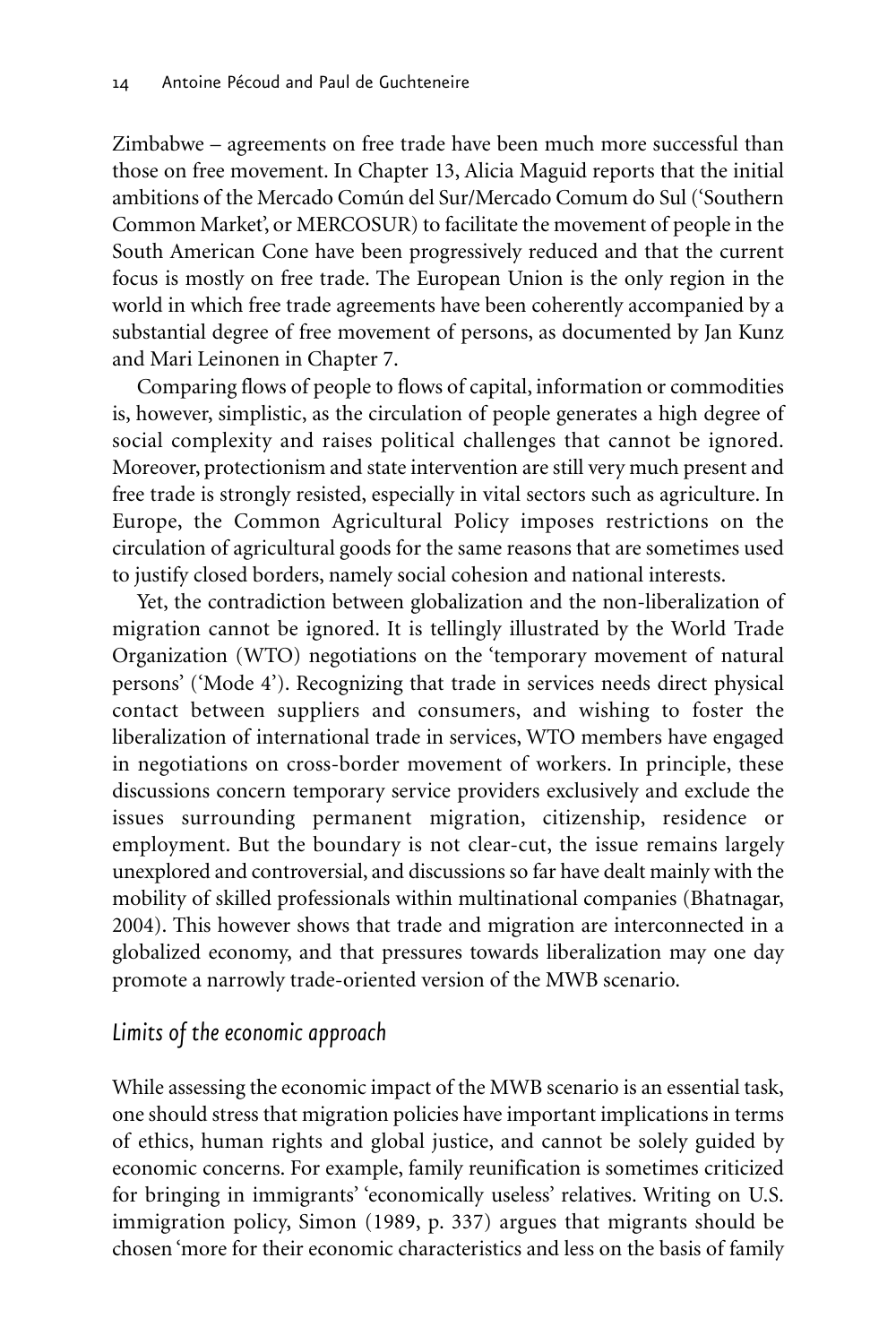Zimbabwe – agreements on free trade have been much more successful than those on free movement. In Chapter 13, Alicia Maguid reports that the initial ambitions of the Mercado Común del Sur/Mercado Comum do Sul ('Southern Common Market', or MERCOSUR) to facilitate the movement of people in the South American Cone have been progressively reduced and that the current focus is mostly on free trade. The European Union is the only region in the world in which free trade agreements have been coherently accompanied by a substantial degree of free movement of persons, as documented by Jan Kunz and Mari Leinonen in Chapter 7.

Comparing flows of people to flows of capital, information or commodities is, however, simplistic, as the circulation of people generates a high degree of social complexity and raises political challenges that cannot be ignored. Moreover, protectionism and state intervention are still very much present and free trade is strongly resisted, especially in vital sectors such as agriculture. In Europe, the Common Agricultural Policy imposes restrictions on the circulation of agricultural goods for the same reasons that are sometimes used to justify closed borders, namely social cohesion and national interests.

Yet, the contradiction between globalization and the non-liberalization of migration cannot be ignored. It is tellingly illustrated by the World Trade Organization (WTO) negotiations on the 'temporary movement of natural persons' ('Mode 4'). Recognizing that trade in services needs direct physical contact between suppliers and consumers, and wishing to foster the liberalization of international trade in services, WTO members have engaged in negotiations on cross-border movement of workers. In principle, these discussions concern temporary service providers exclusively and exclude the issues surrounding permanent migration, citizenship, residence or employment. But the boundary is not clear-cut, the issue remains largely unexplored and controversial, and discussions so far have dealt mainly with the mobility of skilled professionals within multinational companies (Bhatnagar, 2004). This however shows that trade and migration are interconnected in a globalized economy, and that pressures towards liberalization may one day promote a narrowly trade-oriented version of the MWB scenario.

## *Limits of the economic approach*

While assessing the economic impact of the MWB scenario is an essential task, one should stress that migration policies have important implications in terms of ethics, human rights and global justice, and cannot be solely guided by economic concerns. For example, family reunification is sometimes criticized for bringing in immigrants' 'economically useless' relatives. Writing on U.S. immigration policy, Simon (1989, p. 337) argues that migrants should be chosen 'more for their economic characteristics and less on the basis of family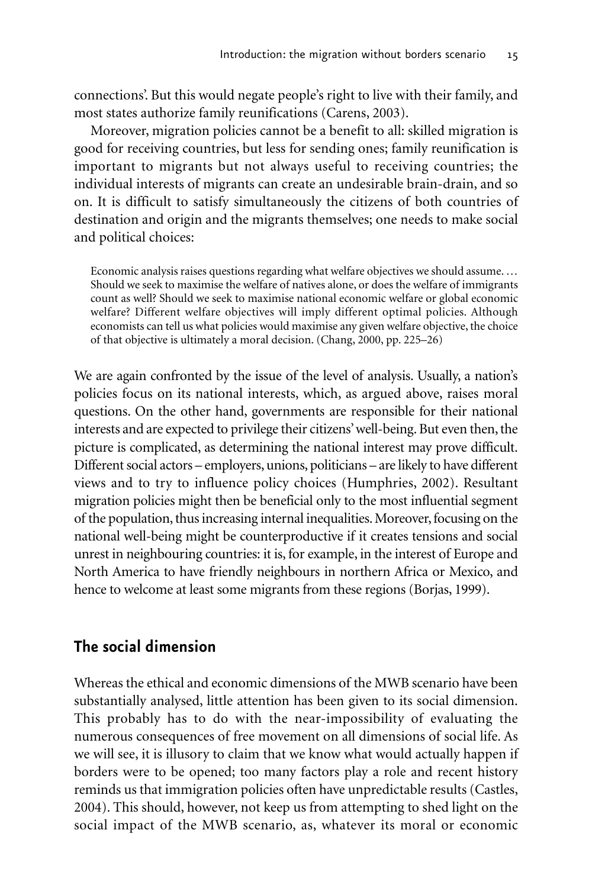connections'. But this would negate people's right to live with their family, and most states authorize family reunifications (Carens, 2003).

Moreover, migration policies cannot be a benefit to all: skilled migration is good for receiving countries, but less for sending ones; family reunification is important to migrants but not always useful to receiving countries; the individual interests of migrants can create an undesirable brain-drain, and so on. It is difficult to satisfy simultaneously the citizens of both countries of destination and origin and the migrants themselves; one needs to make social and political choices:

> Economic analysis raises questions regarding what welfare objectives we should assume. … Should we seek to maximise the welfare of natives alone, or does the welfare of immigrants count as well? Should we seek to maximise national economic welfare or global economic welfare? Different welfare objectives will imply different optimal policies. Although economists can tell us what policies would maximise any given welfare objective, the choice of that objective is ultimately a moral decision. (Chang, 2000, pp. 225–26)

We are again confronted by the issue of the level of analysis. Usually, a nation's policies focus on its national interests, which, as argued above, raises moral questions. On the other hand, governments are responsible for their national interests and are expected to privilege their citizens' well-being. But even then, the picture is complicated, as determining the national interest may prove difficult. Different social actors – employers, unions, politicians – are likely to have different views and to try to influence policy choices (Humphries, 2002). Resultant migration policies might then be beneficial only to the most influential segment of the population, thus increasing internal inequalities. Moreover, focusing on the national well-being might be counterproductive if it creates tensions and social unrest in neighbouring countries: it is, for example, in the interest of Europe and North America to have friendly neighbours in northern Africa or Mexico, and hence to welcome at least some migrants from these regions (Borjas, 1999).

## The social dimension

Whereas the ethical and economic dimensions of the MWB scenario have been substantially analysed, little attention has been given to its social dimension. This probably has to do with the near-impossibility of evaluating the numerous consequences of free movement on all dimensions of social life. As we will see, it is illusory to claim that we know what would actually happen if borders were to be opened; too many factors play a role and recent history reminds us that immigration policies often have unpredictable results (Castles, 2004). This should, however, not keep us from attempting to shed light on the social impact of the MWB scenario, as, whatever its moral or economic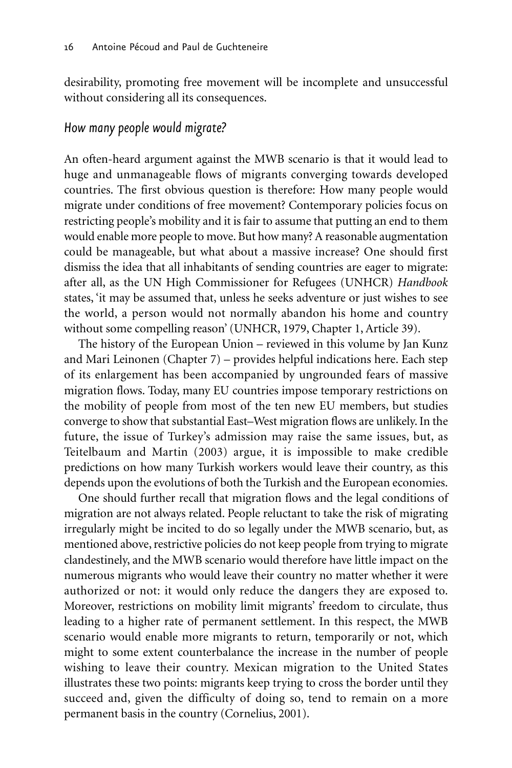desirability, promoting free movement will be incomplete and unsuccessful without considering all its consequences.

### *How many people would migrate?*

An often-heard argument against the MWB scenario is that it would lead to huge and unmanageable flows of migrants converging towards developed countries. The first obvious question is therefore: How many people would migrate under conditions of free movement? Contemporary policies focus on restricting people's mobility and it is fair to assume that putting an end to them would enable more people to move. But how many? A reasonable augmentation could be manageable, but what about a massive increase? One should first dismiss the idea that all inhabitants of sending countries are eager to migrate: after all, as the UN High Commissioner for Refugees (UNHCR) *Handbook* states, 'it may be assumed that, unless he seeks adventure or just wishes to see the world, a person would not normally abandon his home and country without some compelling reason' (UNHCR, 1979, Chapter 1, Article 39).

The history of the European Union – reviewed in this volume by Jan Kunz and Mari Leinonen (Chapter 7) – provides helpful indications here. Each step of its enlargement has been accompanied by ungrounded fears of massive migration flows. Today, many EU countries impose temporary restrictions on the mobility of people from most of the ten new EU members, but studies converge to show that substantial East–West migration flows are unlikely. In the future, the issue of Turkey's admission may raise the same issues, but, as Teitelbaum and Martin (2003) argue, it is impossible to make credible predictions on how many Turkish workers would leave their country, as this depends upon the evolutions of both the Turkish and the European economies.

One should further recall that migration flows and the legal conditions of migration are not always related. People reluctant to take the risk of migrating irregularly might be incited to do so legally under the MWB scenario, but, as mentioned above, restrictive policies do not keep people from trying to migrate clandestinely, and the MWB scenario would therefore have little impact on the numerous migrants who would leave their country no matter whether it were authorized or not: it would only reduce the dangers they are exposed to. Moreover, restrictions on mobility limit migrants' freedom to circulate, thus leading to a higher rate of permanent settlement. In this respect, the MWB scenario would enable more migrants to return, temporarily or not, which might to some extent counterbalance the increase in the number of people wishing to leave their country. Mexican migration to the United States illustrates these two points: migrants keep trying to cross the border until they succeed and, given the difficulty of doing so, tend to remain on a more permanent basis in the country (Cornelius, 2001).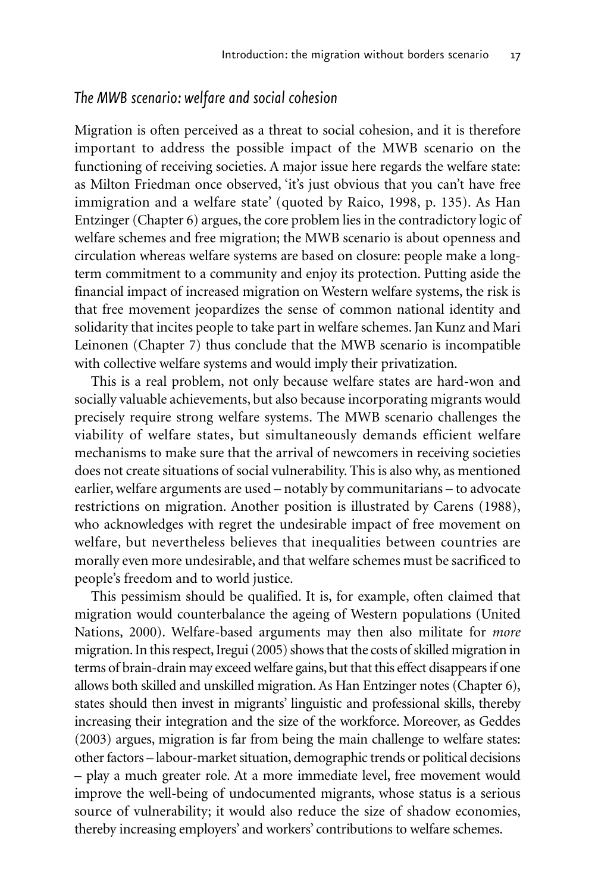## *The MWB scenario: welfare and social cohesion*

Migration is often perceived as a threat to social cohesion, and it is therefore important to address the possible impact of the MWB scenario on the functioning of receiving societies. A major issue here regards the welfare state: as Milton Friedman once observed, 'it's just obvious that you can't have free immigration and a welfare state' (quoted by Raico, 1998, p. 135). As Han Entzinger (Chapter 6) argues, the core problem lies in the contradictory logic of welfare schemes and free migration; the MWB scenario is about openness and circulation whereas welfare systems are based on closure: people make a long-term commitment to a community and enjoy its protection. Putting aside the financial impact of increased migration on Western welfare systems, the risk is that free movement jeopardizes the sense of common national identity and solidarity that incites people to take part in welfare schemes. Jan Kunz and Mari Leinonen (Chapter 7) thus conclude that the MWB scenario is incompatible with collective welfare systems and would imply their privatization.

This is a real problem, not only because welfare states are hard-won and socially valuable achievements, but also because incorporating migrants would precisely require strong welfare systems. The MWB scenario challenges the viability of welfare states, but simultaneously demands efficient welfare mechanisms to make sure that the arrival of newcomers in receiving societies does not create situations of social vulnerability. This is also why, as mentioned earlier, welfare arguments are used – notably by communitarians – to advocate restrictions on migration. Another position is illustrated by Carens (1988), who acknowledges with regret the undesirable impact of free movement on welfare, but nevertheless believes that inequalities between countries are morally even more undesirable, and that welfare schemes must be sacrificed to people's freedom and to world justice.

This pessimism should be qualified. It is, for example, often claimed that migration would counterbalance the ageing of Western populations (United Nations, 2000). Welfare-based arguments may then also militate for *more* migration. In this respect, Iregui (2005) shows that the costs of skilled migration in terms of brain-drain may exceed welfare gains, but that this effect disappears if one allows both skilled and unskilled migration. As Han Entzinger notes (Chapter 6), states should then invest in migrants' linguistic and professional skills, thereby increasing their integration and the size of the workforce. Moreover, as Geddes (2003) argues, migration is far from being the main challenge to welfare states: other factors – labour-market situation, demographic trends or political decisions – play a much greater role. At a more immediate level, free movement would improve the well-being of undocumented migrants, whose status is a serious source of vulnerability; it would also reduce the size of shadow economies, thereby increasing employers' and workers' contributions to welfare schemes.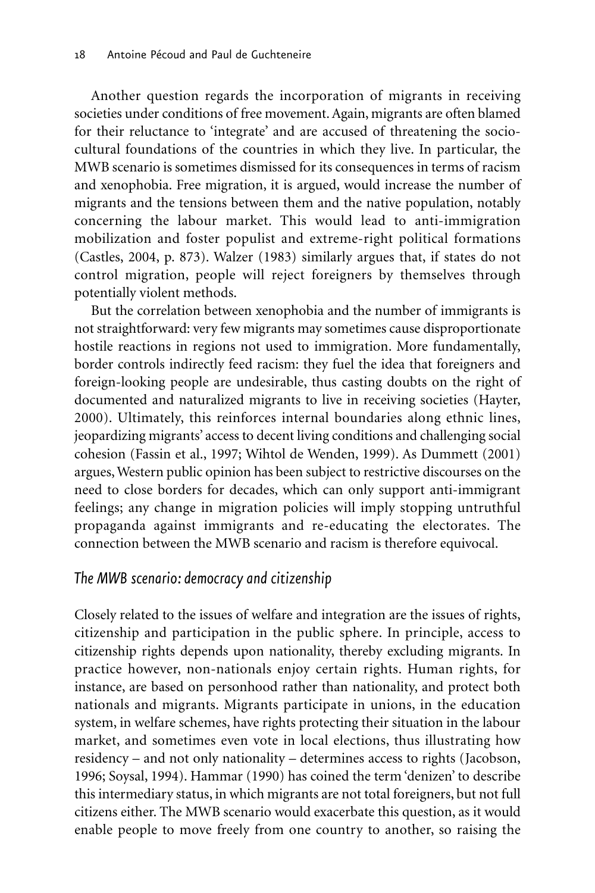Another question regards the incorporation of migrants in receiving societies under conditions of free movement. Again, migrants are often blamed for their reluctance to 'integrate' and are accused of threatening the socio-cultural foundations of the countries in which they live. In particular, the MWB scenario is sometimes dismissed for its consequences in terms of racism and xenophobia. Free migration, it is argued, would increase the number of migrants and the tensions between them and the native population, notably concerning the labour market. This would lead to anti-immigration mobilization and foster populist and extreme-right political formations (Castles, 2004, p. 873). Walzer (1983) similarly argues that, if states do not control migration, people will reject foreigners by themselves through potentially violent methods.

But the correlation between xenophobia and the number of immigrants is not straightforward: very few migrants may sometimes cause disproportionate hostile reactions in regions not used to immigration. More fundamentally, border controls indirectly feed racism: they fuel the idea that foreigners and foreign-looking people are undesirable, thus casting doubts on the right of documented and naturalized migrants to live in receiving societies (Hayter, 2000). Ultimately, this reinforces internal boundaries along ethnic lines, jeopardizing migrants' access to decent living conditions and challenging social cohesion (Fassin et al., 1997; Wihtol de Wenden, 1999). As Dummett (2001) argues, Western public opinion has been subject to restrictive discourses on the need to close borders for decades, which can only support anti-immigrant feelings; any change in migration policies will imply stopping untruthful propaganda against immigrants and re-educating the electorates. The connection between the MWB scenario and racism is therefore equivocal.

### *The MWB scenario: democracy and citizenship*

Closely related to the issues of welfare and integration are the issues of rights, citizenship and participation in the public sphere. In principle, access to citizenship rights depends upon nationality, thereby excluding migrants. In practice however, non-nationals enjoy certain rights. Human rights, for instance, are based on personhood rather than nationality, and protect both nationals and migrants. Migrants participate in unions, in the education system, in welfare schemes, have rights protecting their situation in the labour market, and sometimes even vote in local elections, thus illustrating how residency – and not only nationality – determines access to rights (Jacobson, 1996; Soysal, 1994). Hammar (1990) has coined the term 'denizen' to describe this intermediary status, in which migrants are not total foreigners, but not full citizens either. The MWB scenario would exacerbate this question, as it would enable people to move freely from one country to another, so raising the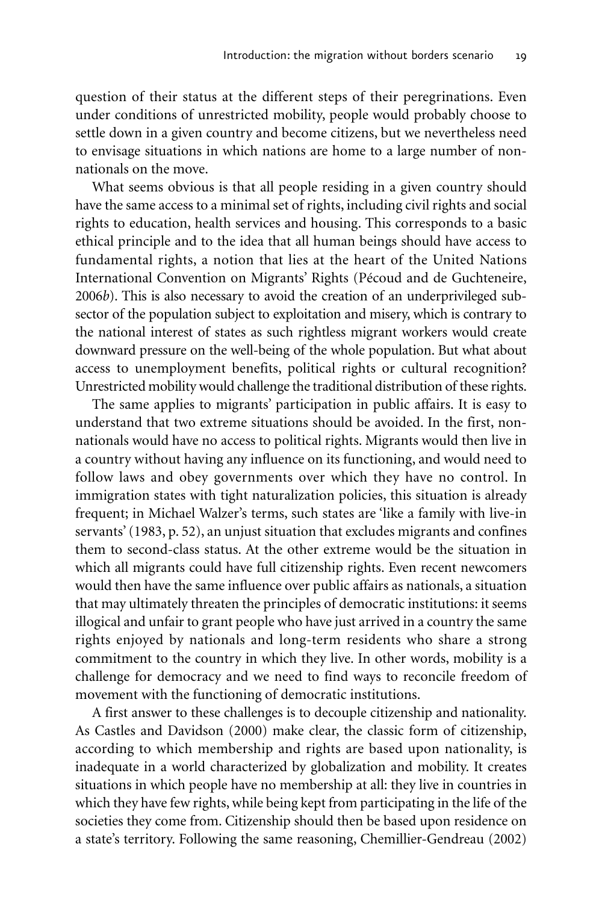question of their status at the different steps of their peregrinations. Even under conditions of unrestricted mobility, people would probably choose to settle down in a given country and become citizens, but we nevertheless need to envisage situations in which nations are home to a large number of non-nationals on the move.

What seems obvious is that all people residing in a given country should have the same access to a minimal set of rights, including civil rights and social rights to education, health services and housing. This corresponds to a basic ethical principle and to the idea that all human beings should have access to fundamental rights, a notion that lies at the heart of the United Nations International Convention on Migrants' Rights (Pécoud and de Guchteneire, 2006*b*). This is also necessary to avoid the creation of an underprivileged sub-sector of the population subject to exploitation and misery, which is contrary to the national interest of states as such rightless migrant workers would create downward pressure on the well-being of the whole population. But what about access to unemployment benefits, political rights or cultural recognition? Unrestricted mobility would challenge the traditional distribution of these rights.

The same applies to migrants' participation in public affairs. It is easy to understand that two extreme situations should be avoided. In the first, non-nationals would have no access to political rights. Migrants would then live in a country without having any influence on its functioning, and would need to follow laws and obey governments over which they have no control. In immigration states with tight naturalization policies, this situation is already frequent; in Michael Walzer's terms, such states are 'like a family with live-in servants' (1983, p. 52), an unjust situation that excludes migrants and confines them to second-class status. At the other extreme would be the situation in which all migrants could have full citizenship rights. Even recent newcomers would then have the same influence over public affairs as nationals, a situation that may ultimately threaten the principles of democratic institutions: it seems illogical and unfair to grant people who have just arrived in a country the same rights enjoyed by nationals and long-term residents who share a strong commitment to the country in which they live. In other words, mobility is a challenge for democracy and we need to find ways to reconcile freedom of movement with the functioning of democratic institutions.

A first answer to these challenges is to decouple citizenship and nationality. As Castles and Davidson (2000) make clear, the classic form of citizenship, according to which membership and rights are based upon nationality, is inadequate in a world characterized by globalization and mobility. It creates situations in which people have no membership at all: they live in countries in which they have few rights, while being kept from participating in the life of the societies they come from. Citizenship should then be based upon residence on a state's territory. Following the same reasoning, Chemillier-Gendreau (2002)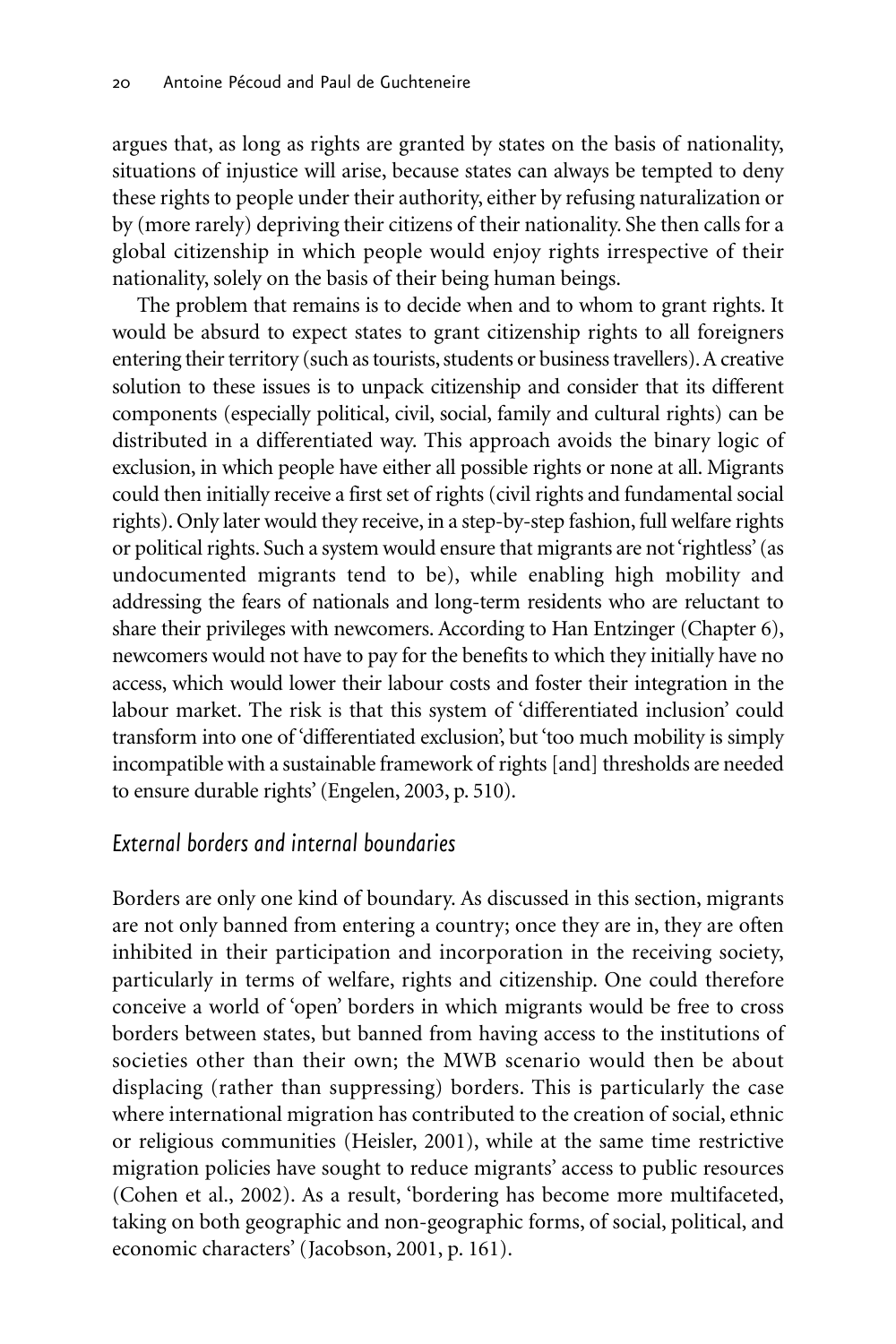argues that, as long as rights are granted by states on the basis of nationality, situations of injustice will arise, because states can always be tempted to deny these rights to people under their authority, either by refusing naturalization or by (more rarely) depriving their citizens of their nationality. She then calls for a global citizenship in which people would enjoy rights irrespective of their nationality, solely on the basis of their being human beings.

The problem that remains is to decide when and to whom to grant rights. It would be absurd to expect states to grant citizenship rights to all foreigners entering their territory (such as tourists, students or business travellers). A creative solution to these issues is to unpack citizenship and consider that its different components (especially political, civil, social, family and cultural rights) can be distributed in a differentiated way. This approach avoids the binary logic of exclusion, in which people have either all possible rights or none at all. Migrants could then initially receive a first set of rights (civil rights and fundamental social rights). Only later would they receive, in a step-by-step fashion, full welfare rights or political rights. Such a system would ensure that migrants are not 'rightless' (as undocumented migrants tend to be), while enabling high mobility and addressing the fears of nationals and long-term residents who are reluctant to share their privileges with newcomers. According to Han Entzinger (Chapter 6), newcomers would not have to pay for the benefits to which they initially have no access, which would lower their labour costs and foster their integration in the labour market. The risk is that this system of 'differentiated inclusion' could transform into one of 'differentiated exclusion', but 'too much mobility is simply incompatible with a sustainable framework of rights [and] thresholds are needed to ensure durable rights' (Engelen, 2003, p. 510).

### *External borders and internal boundaries*

Borders are only one kind of boundary. As discussed in this section, migrants are not only banned from entering a country; once they are in, they are often inhibited in their participation and incorporation in the receiving society, particularly in terms of welfare, rights and citizenship. One could therefore conceive a world of 'open' borders in which migrants would be free to cross borders between states, but banned from having access to the institutions of societies other than their own; the MWB scenario would then be about displacing (rather than suppressing) borders. This is particularly the case where international migration has contributed to the creation of social, ethnic or religious communities (Heisler, 2001), while at the same time restrictive migration policies have sought to reduce migrants' access to public resources (Cohen et al., 2002). As a result, 'bordering has become more multifaceted, taking on both geographic and non-geographic forms, of social, political, and economic characters' (Jacobson, 2001, p. 161).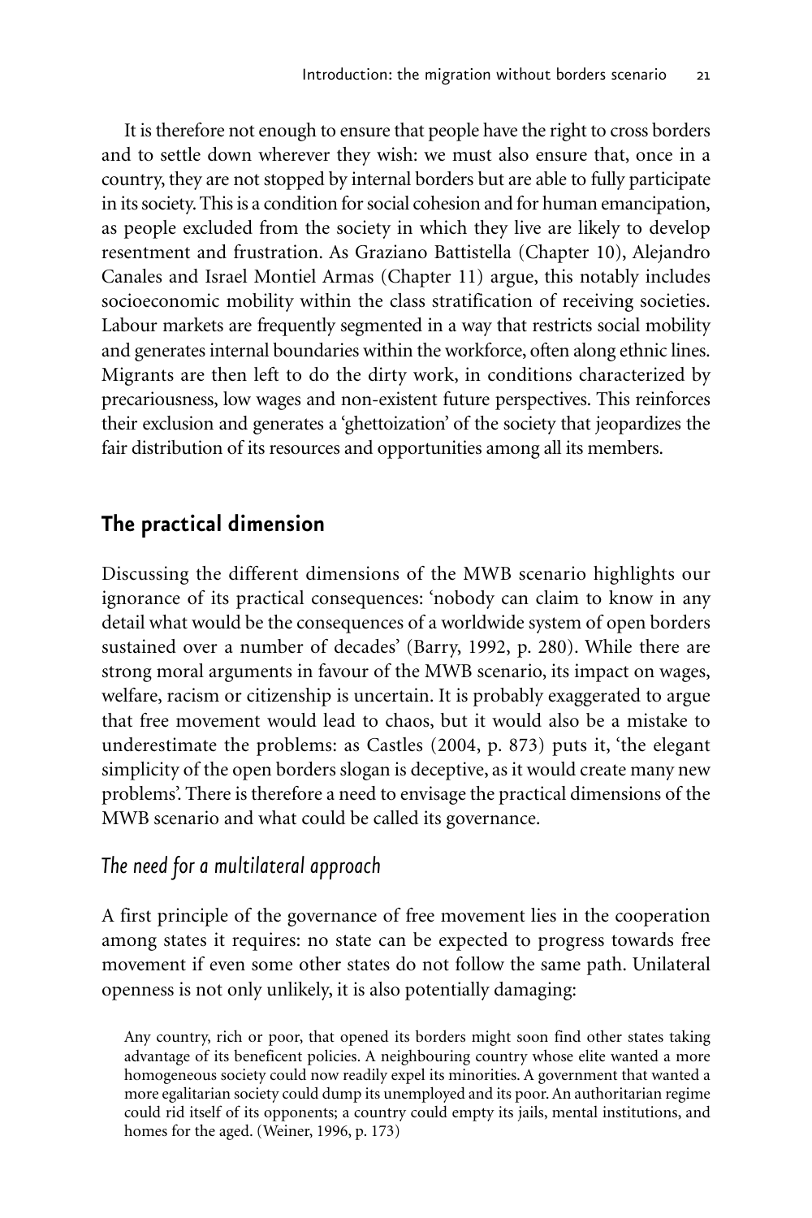It is therefore not enough to ensure that people have the right to cross borders and to settle down wherever they wish: we must also ensure that, once in a country, they are not stopped by internal borders but are able to fully participate in its society. This is a condition for social cohesion and for human emancipation, as people excluded from the society in which they live are likely to develop resentment and frustration. As Graziano Battistella (Chapter 10), Alejandro Canales and Israel Montiel Armas (Chapter 11) argue, this notably includes socioeconomic mobility within the class stratification of receiving societies. Labour markets are frequently segmented in a way that restricts social mobility and generates internal boundaries within the workforce, often along ethnic lines. Migrants are then left to do the dirty work, in conditions characterized by precariousness, low wages and non-existent future perspectives. This reinforces their exclusion and generates a 'ghettoization' of the society that jeopardizes the fair distribution of its resources and opportunities among all its members.

## The practical dimension

Discussing the different dimensions of the MWB scenario highlights our ignorance of its practical consequences: 'nobody can claim to know in any detail what would be the consequences of a worldwide system of open borders sustained over a number of decades' (Barry, 1992, p. 280). While there are strong moral arguments in favour of the MWB scenario, its impact on wages, welfare, racism or citizenship is uncertain. It is probably exaggerated to argue that free movement would lead to chaos, but it would also be a mistake to underestimate the problems: as Castles (2004, p. 873) puts it, 'the elegant simplicity of the open borders slogan is deceptive, as it would create many new problems'. There is therefore a need to envisage the practical dimensions of the MWB scenario and what could be called its governance.

### *The need for a multilateral approach*

A first principle of the governance of free movement lies in the cooperation among states it requires: no state can be expected to progress towards free movement if even some other states do not follow the same path. Unilateral openness is not only unlikely, it is also potentially damaging:

> Any country, rich or poor, that opened its borders might soon find other states taking advantage of its beneficent policies. A neighbouring country whose elite wanted a more homogeneous society could now readily expel its minorities. A government that wanted a more egalitarian society could dump its unemployed and its poor. An authoritarian regime could rid itself of its opponents; a country could empty its jails, mental institutions, and homes for the aged. (Weiner, 1996, p. 173)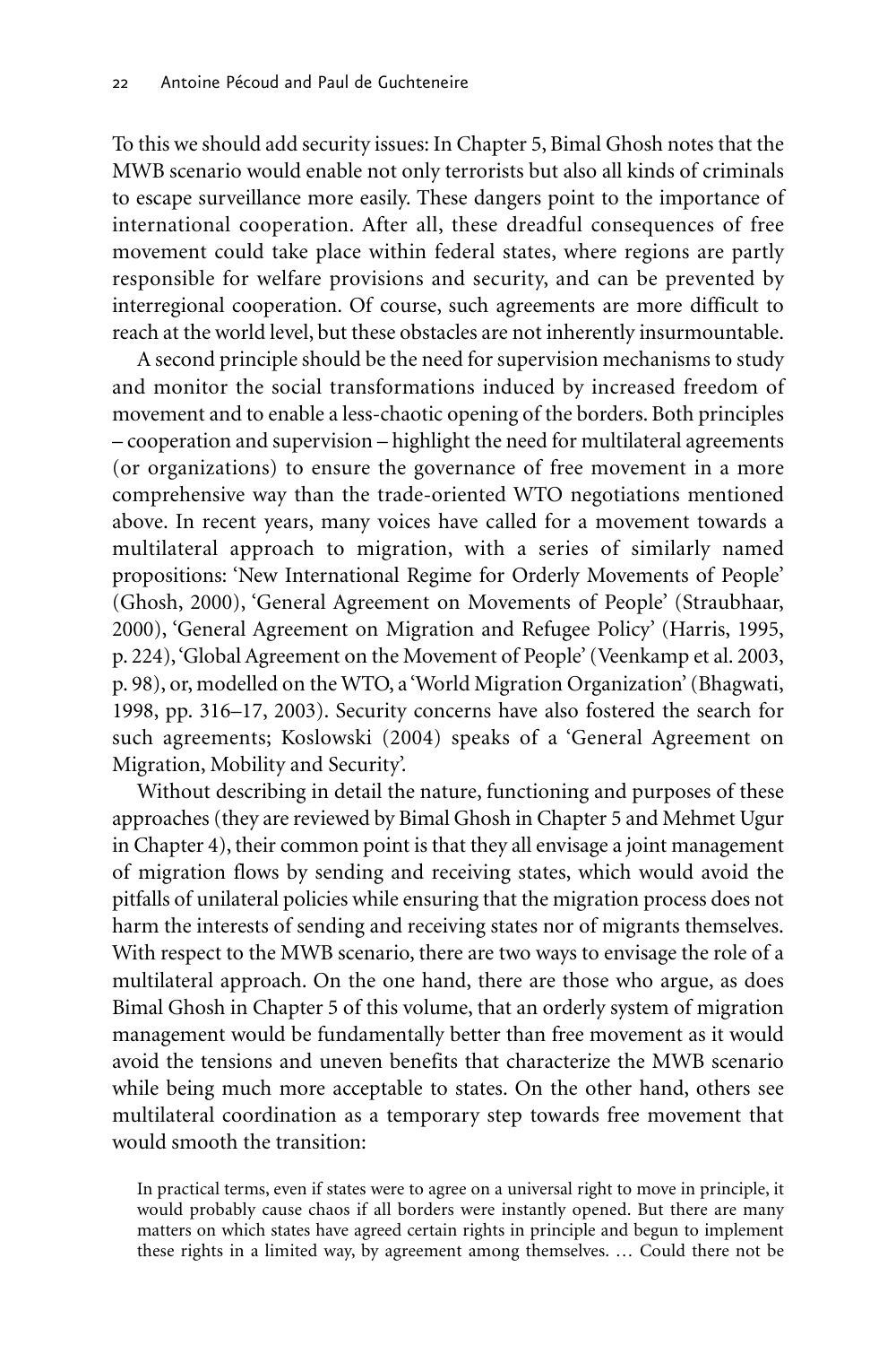To this we should add security issues: In Chapter 5, Bimal Ghosh notes that the MWB scenario would enable not only terrorists but also all kinds of criminals to escape surveillance more easily. These dangers point to the importance of international cooperation. After all, these dreadful consequences of free movement could take place within federal states, where regions are partly responsible for welfare provisions and security, and can be prevented by interregional cooperation. Of course, such agreements are more difficult to reach at the world level, but these obstacles are not inherently insurmountable.

A second principle should be the need for supervision mechanisms to study and monitor the social transformations induced by increased freedom of movement and to enable a less-chaotic opening of the borders. Both principles – cooperation and supervision – highlight the need for multilateral agreements (or organizations) to ensure the governance of free movement in a more comprehensive way than the trade-oriented WTO negotiations mentioned above. In recent years, many voices have called for a movement towards a multilateral approach to migration, with a series of similarly named propositions: 'New International Regime for Orderly Movements of People' (Ghosh, 2000), 'General Agreement on Movements of People' (Straubhaar, 2000), 'General Agreement on Migration and Refugee Policy' (Harris, 1995, p. 224), 'Global Agreement on the Movement of People' (Veenkamp et al. 2003, p. 98), or, modelled on the WTO, a 'World Migration Organization' (Bhagwati, 1998, pp. 316–17, 2003). Security concerns have also fostered the search for such agreements; Koslowski (2004) speaks of a 'General Agreement on Migration, Mobility and Security'.

Without describing in detail the nature, functioning and purposes of these approaches (they are reviewed by Bimal Ghosh in Chapter 5 and Mehmet Ugur in Chapter 4), their common point is that they all envisage a joint management of migration flows by sending and receiving states, which would avoid the pitfalls of unilateral policies while ensuring that the migration process does not harm the interests of sending and receiving states nor of migrants themselves. With respect to the MWB scenario, there are two ways to envisage the role of a multilateral approach. On the one hand, there are those who argue, as does Bimal Ghosh in Chapter 5 of this volume, that an orderly system of migration management would be fundamentally better than free movement as it would avoid the tensions and uneven benefits that characterize the MWB scenario while being much more acceptable to states. On the other hand, others see multilateral coordination as a temporary step towards free movement that would smooth the transition:

> In practical terms, even if states were to agree on a universal right to move in principle, it would probably cause chaos if all borders were instantly opened. But there are many matters on which states have agreed certain rights in principle and begun to implement these rights in a limited way, by agreement among themselves. … Could there not be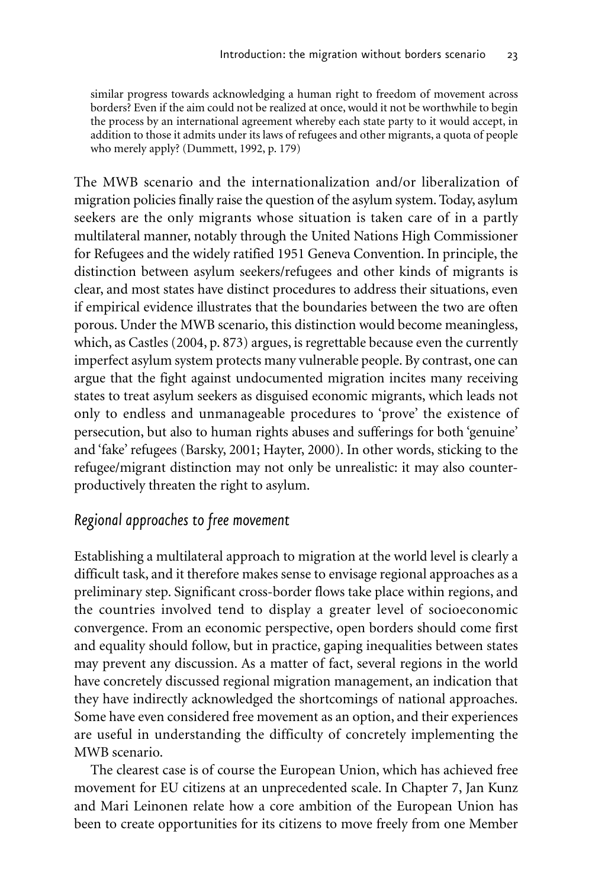similar progress towards acknowledging a human right to freedom of movement across borders? Even if the aim could not be realized at once, would it not be worthwhile to begin the process by an international agreement whereby each state party to it would accept, in addition to those it admits under its laws of refugees and other migrants, a quota of people who merely apply? (Dummett, 1992, p. 179)

The MWB scenario and the internationalization and/or liberalization of migration policies finally raise the question of the asylum system. Today, asylum seekers are the only migrants whose situation is taken care of in a partly multilateral manner, notably through the United Nations High Commissioner for Refugees and the widely ratified 1951 Geneva Convention. In principle, the distinction between asylum seekers/refugees and other kinds of migrants is clear, and most states have distinct procedures to address their situations, even if empirical evidence illustrates that the boundaries between the two are often porous. Under the MWB scenario, this distinction would become meaningless, which, as Castles (2004, p. 873) argues, is regrettable because even the currently imperfect asylum system protects many vulnerable people. By contrast, one can argue that the fight against undocumented migration incites many receiving states to treat asylum seekers as disguised economic migrants, which leads not only to endless and unmanageable procedures to 'prove' the existence of persecution, but also to human rights abuses and sufferings for both 'genuine' and 'fake' refugees (Barsky, 2001; Hayter, 2000). In other words, sticking to the refugee/migrant distinction may not only be unrealistic: it may also counter-productively threaten the right to asylum.

## *Regional approaches to free movement*

Establishing a multilateral approach to migration at the world level is clearly a difficult task, and it therefore makes sense to envisage regional approaches as a preliminary step. Significant cross-border flows take place within regions, and the countries involved tend to display a greater level of socioeconomic convergence. From an economic perspective, open borders should come first and equality should follow, but in practice, gaping inequalities between states may prevent any discussion. As a matter of fact, several regions in the world have concretely discussed regional migration management, an indication that they have indirectly acknowledged the shortcomings of national approaches. Some have even considered free movement as an option, and their experiences are useful in understanding the difficulty of concretely implementing the MWB scenario.

The clearest case is of course the European Union, which has achieved free movement for EU citizens at an unprecedented scale. In Chapter 7, Jan Kunz and Mari Leinonen relate how a core ambition of the European Union has been to create opportunities for its citizens to move freely from one Member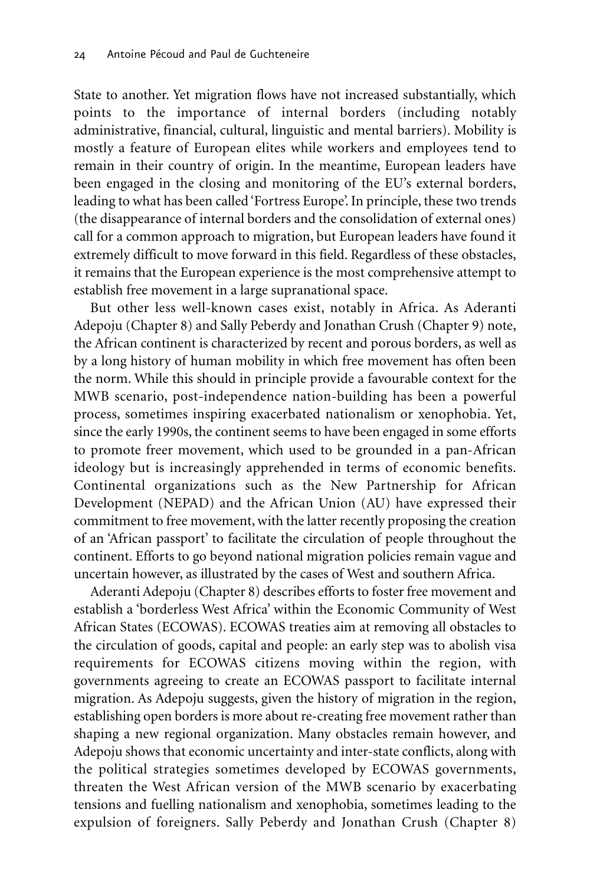State to another. Yet migration flows have not increased substantially, which points to the importance of internal borders (including notably administrative, financial, cultural, linguistic and mental barriers). Mobility is mostly a feature of European elites while workers and employees tend to remain in their country of origin. In the meantime, European leaders have been engaged in the closing and monitoring of the EU's external borders, leading to what has been called 'Fortress Europe'. In principle, these two trends (the disappearance of internal borders and the consolidation of external ones) call for a common approach to migration, but European leaders have found it extremely difficult to move forward in this field. Regardless of these obstacles, it remains that the European experience is the most comprehensive attempt to establish free movement in a large supranational space.

But other less well-known cases exist, notably in Africa. As Aderanti Adepoju (Chapter 8) and Sally Peberdy and Jonathan Crush (Chapter 9) note, the African continent is characterized by recent and porous borders, as well as by a long history of human mobility in which free movement has often been the norm. While this should in principle provide a favourable context for the MWB scenario, post-independence nation-building has been a powerful process, sometimes inspiring exacerbated nationalism or xenophobia. Yet, since the early 1990s, the continent seems to have been engaged in some efforts to promote freer movement, which used to be grounded in a pan-African ideology but is increasingly apprehended in terms of economic benefits. Continental organizations such as the New Partnership for African Development (NEPAD) and the African Union (AU) have expressed their commitment to free movement, with the latter recently proposing the creation of an 'African passport' to facilitate the circulation of people throughout the continent. Efforts to go beyond national migration policies remain vague and uncertain however, as illustrated by the cases of West and southern Africa.

Aderanti Adepoju (Chapter 8) describes efforts to foster free movement and establish a 'borderless West Africa' within the Economic Community of West African States (ECOWAS). ECOWAS treaties aim at removing all obstacles to the circulation of goods, capital and people: an early step was to abolish visa requirements for ECOWAS citizens moving within the region, with governments agreeing to create an ECOWAS passport to facilitate internal migration. As Adepoju suggests, given the history of migration in the region, establishing open borders is more about re-creating free movement rather than shaping a new regional organization. Many obstacles remain however, and Adepoju shows that economic uncertainty and inter-state conflicts, along with the political strategies sometimes developed by ECOWAS governments, threaten the West African version of the MWB scenario by exacerbating tensions and fuelling nationalism and xenophobia, sometimes leading to the expulsion of foreigners. Sally Peberdy and Jonathan Crush (Chapter 8)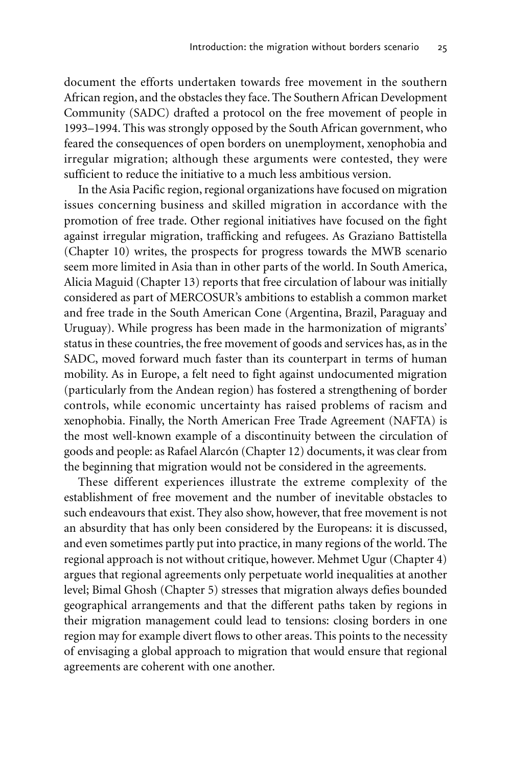document the efforts undertaken towards free movement in the southern African region, and the obstacles they face. The Southern African Development Community (SADC) drafted a protocol on the free movement of people in 1993–1994. This was strongly opposed by the South African government, who feared the consequences of open borders on unemployment, xenophobia and irregular migration; although these arguments were contested, they were sufficient to reduce the initiative to a much less ambitious version.

In the Asia Pacific region, regional organizations have focused on migration issues concerning business and skilled migration in accordance with the promotion of free trade. Other regional initiatives have focused on the fight against irregular migration, trafficking and refugees. As Graziano Battistella (Chapter 10) writes, the prospects for progress towards the MWB scenario seem more limited in Asia than in other parts of the world. In South America, Alicia Maguid (Chapter 13) reports that free circulation of labour was initially considered as part of MERCOSUR's ambitions to establish a common market and free trade in the South American Cone (Argentina, Brazil, Paraguay and Uruguay). While progress has been made in the harmonization of migrants' status in these countries, the free movement of goods and services has, as in the SADC, moved forward much faster than its counterpart in terms of human mobility. As in Europe, a felt need to fight against undocumented migration (particularly from the Andean region) has fostered a strengthening of border controls, while economic uncertainty has raised problems of racism and xenophobia. Finally, the North American Free Trade Agreement (NAFTA) is the most well-known example of a discontinuity between the circulation of goods and people: as Rafael Alarcón (Chapter 12) documents, it was clear from the beginning that migration would not be considered in the agreements.

These different experiences illustrate the extreme complexity of the establishment of free movement and the number of inevitable obstacles to such endeavours that exist. They also show, however, that free movement is not an absurdity that has only been considered by the Europeans: it is discussed, and even sometimes partly put into practice, in many regions of the world. The regional approach is not without critique, however. Mehmet Ugur (Chapter 4) argues that regional agreements only perpetuate world inequalities at another level; Bimal Ghosh (Chapter 5) stresses that migration always defies bounded geographical arrangements and that the different paths taken by regions in their migration management could lead to tensions: closing borders in one region may for example divert flows to other areas. This points to the necessity of envisaging a global approach to migration that would ensure that regional agreements are coherent with one another.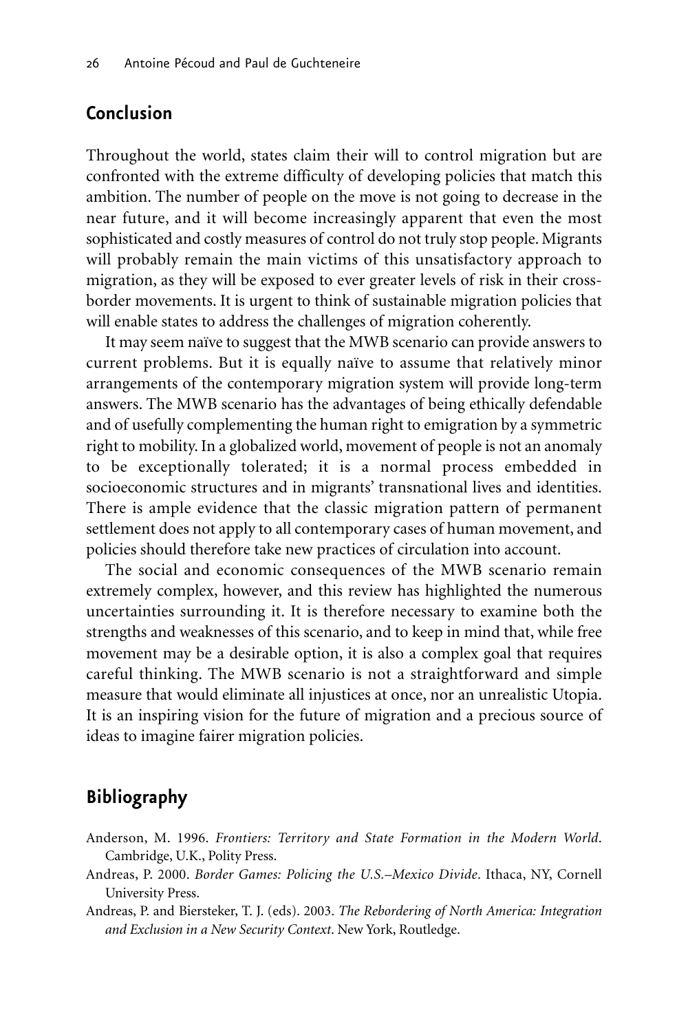## Conclusion

Throughout the world, states claim their will to control migration but are confronted with the extreme difficulty of developing policies that match this ambition. The number of people on the move is not going to decrease in the near future, and it will become increasingly apparent that even the most sophisticated and costly measures of control do not truly stop people. Migrants will probably remain the main victims of this unsatisfactory approach to migration, as they will be exposed to ever greater levels of risk in their cross-border movements. It is urgent to think of sustainable migration policies that will enable states to address the challenges of migration coherently.

It may seem naïve to suggest that the MWB scenario can provide answers to current problems. But it is equally naïve to assume that relatively minor arrangements of the contemporary migration system will provide long-term answers. The MWB scenario has the advantages of being ethically defendable and of usefully complementing the human right to emigration by a symmetric right to mobility. In a globalized world, movement of people is not an anomaly to be exceptionally tolerated; it is a normal process embedded in socioeconomic structures and in migrants' transnational lives and identities. There is ample evidence that the classic migration pattern of permanent settlement does not apply to all contemporary cases of human movement, and policies should therefore take new practices of circulation into account.

The social and economic consequences of the MWB scenario remain extremely complex, however, and this review has highlighted the numerous uncertainties surrounding it. It is therefore necessary to examine both the strengths and weaknesses of this scenario, and to keep in mind that, while free movement may be a desirable option, it is also a complex goal that requires careful thinking. The MWB scenario is not a straightforward and simple measure that would eliminate all injustices at once, nor an unrealistic Utopia. It is an inspiring vision for the future of migration and a precious source of ideas to imagine fairer migration policies.

## Bibliography

Anderson, M. 1996. *Frontiers: Territory and State Formation in the Modern World*. Cambridge, U.K., Polity Press.

Andreas, P. 2000. *Border Games: Policing the U.S.–Mexico Divide*. Ithaca, NY, Cornell University Press.

Andreas, P. and Biersteker, T. J. (eds). 2003. *The Rebordering of North America: Integration and Exclusion in a New Security Context*. New York, Routledge.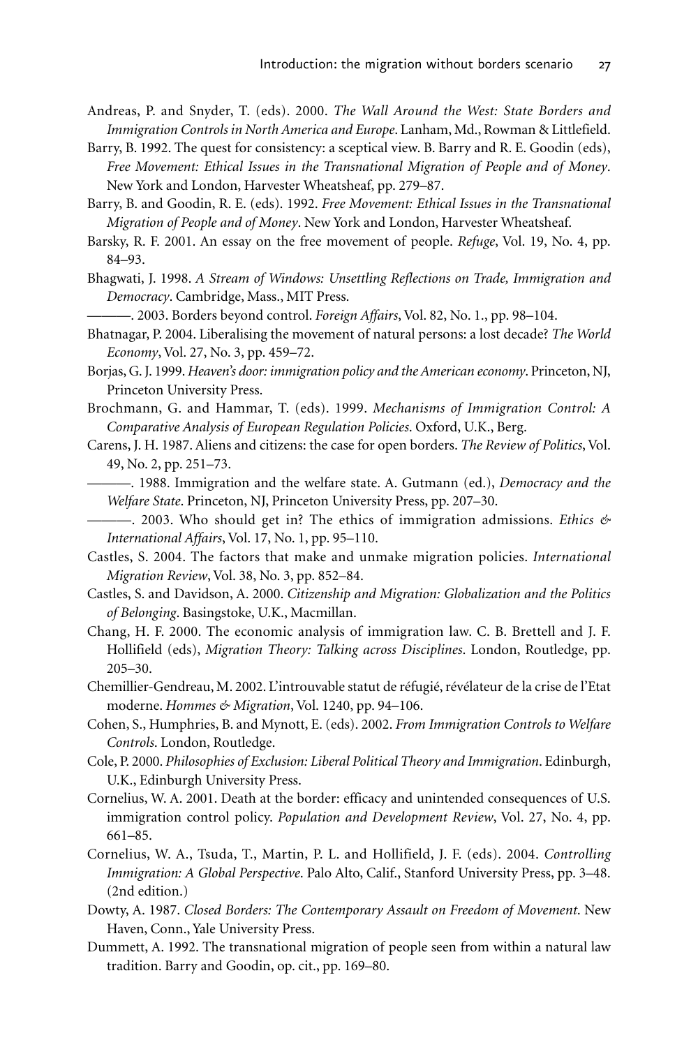Andreas, P. and Snyder, T. (eds). 2000. *The Wall Around the West: State Borders and Immigration Controls in North America and Europe*. Lanham, Md., Rowman & Littlefield.

Barry, B. 1992. The quest for consistency: a sceptical view. B. Barry and R. E. Goodin (eds), *Free Movement: Ethical Issues in the Transnational Migration of People and of Money*. New York and London, Harvester Wheatsheaf, pp. 279–87.

Barry, B. and Goodin, R. E. (eds). 1992. *Free Movement: Ethical Issues in the Transnational Migration of People and of Money*. New York and London, Harvester Wheatsheaf.

Barsky, R. F. 2001. An essay on the free movement of people. *Refuge*, Vol. 19, No. 4, pp. 84–93.

Bhagwati, J. 1998. *A Stream of Windows: Unsettling Reflections on Trade, Immigration and Democracy*. Cambridge, Mass., MIT Press.

———. 2003. Borders beyond control. *Foreign Affairs*, Vol. 82, No. 1., pp. 98–104.

Bhatnagar, P. 2004. Liberalising the movement of natural persons: a lost decade? *The World Economy*, Vol. 27, No. 3, pp. 459–72.

Borjas, G. J. 1999. *Heaven's door: immigration policy and the American economy*. Princeton, NJ, Princeton University Press.

Brochmann, G. and Hammar, T. (eds). 1999. *Mechanisms of Immigration Control: A Comparative Analysis of European Regulation Policies*. Oxford, U.K., Berg.

Carens, J. H. 1987. Aliens and citizens: the case for open borders. *The Review of Politics*, Vol. 49, No. 2, pp. 251–73.

———. 1988. Immigration and the welfare state. A. Gutmann (ed.), *Democracy and the Welfare State*. Princeton, NJ, Princeton University Press, pp. 207–30.

———. 2003. Who should get in? The ethics of immigration admissions. *Ethics & International Affairs*, Vol. 17, No. 1, pp. 95–110.

Castles, S. 2004. The factors that make and unmake migration policies. *International Migration Review*, Vol. 38, No. 3, pp. 852–84.

Castles, S. and Davidson, A. 2000. *Citizenship and Migration: Globalization and the Politics of Belonging*. Basingstoke, U.K., Macmillan.

Chang, H. F. 2000. The economic analysis of immigration law. C. B. Brettell and J. F. Hollifield (eds), *Migration Theory: Talking across Disciplines*. London, Routledge, pp. 205–30.

Chemillier-Gendreau, M. 2002. L'introuvable statut de réfugié, révélateur de la crise de l'Etat moderne. *Hommes & Migration*, Vol. 1240, pp. 94–106.

Cohen, S., Humphries, B. and Mynott, E. (eds). 2002. *From Immigration Controls to Welfare Controls*. London, Routledge.

Cole, P. 2000. *Philosophies of Exclusion: Liberal Political Theory and Immigration*. Edinburgh, U.K., Edinburgh University Press.

Cornelius, W. A. 2001. Death at the border: efficacy and unintended consequences of U.S. immigration control policy. *Population and Development Review*, Vol. 27, No. 4, pp. 661–85.

Cornelius, W. A., Tsuda, T., Martin, P. L. and Hollifield, J. F. (eds). 2004. *Controlling Immigration: A Global Perspective*. Palo Alto, Calif., Stanford University Press, pp. 3–48. (2nd edition.)

Dowty, A. 1987. *Closed Borders: The Contemporary Assault on Freedom of Movement*. New Haven, Conn., Yale University Press.

Dummett, A. 1992. The transnational migration of people seen from within a natural law tradition. Barry and Goodin, op. cit., pp. 169–80.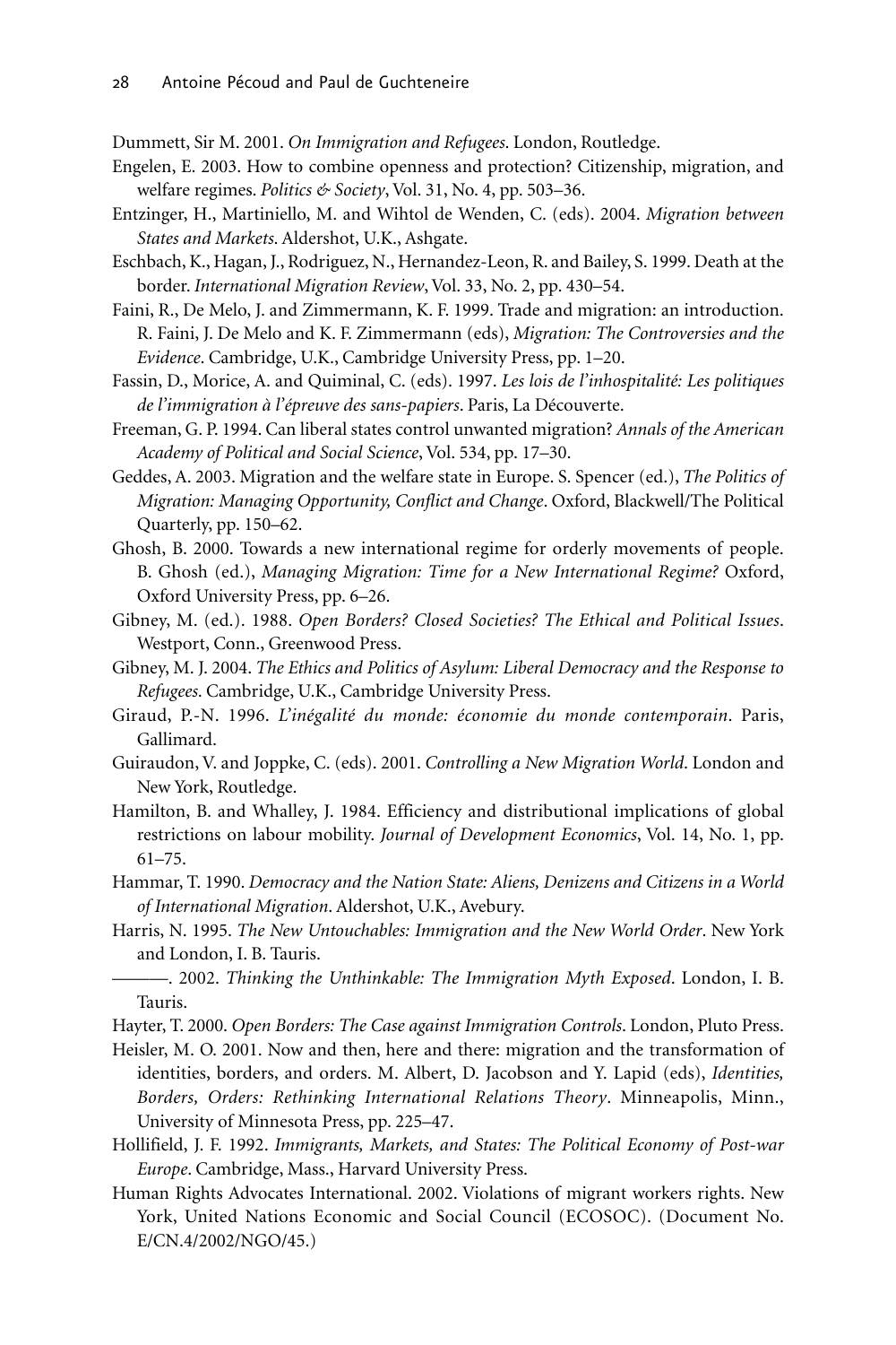Dummett, Sir M. 2001. *On Immigration and Refugees*. London, Routledge.

Engelen, E. 2003. How to combine openness and protection? Citizenship, migration, and welfare regimes. *Politics & Society*, Vol. 31, No. 4, pp. 503–36.

Entzinger, H., Martiniello, M. and Wihtol de Wenden, C. (eds). 2004. *Migration between States and Markets*. Aldershot, U.K., Ashgate.

Eschbach, K., Hagan, J., Rodriguez, N., Hernandez-Leon, R. and Bailey, S. 1999. Death at the border. *International Migration Review*, Vol. 33, No. 2, pp. 430–54.

Faini, R., De Melo, J. and Zimmermann, K. F. 1999. Trade and migration: an introduction. R. Faini, J. De Melo and K. F. Zimmermann (eds), *Migration: The Controversies and the Evidence*. Cambridge, U.K., Cambridge University Press, pp. 1–20.

Fassin, D., Morice, A. and Quiminal, C. (eds). 1997. *Les lois de l'inhospitalité: Les politiques de l'immigration à l'épreuve des sans-papiers*. Paris, La Découverte.

Freeman, G. P. 1994. Can liberal states control unwanted migration? *Annals of the American Academy of Political and Social Science*, Vol. 534, pp. 17–30.

Geddes, A. 2003. Migration and the welfare state in Europe. S. Spencer (ed.), *The Politics of Migration: Managing Opportunity, Conflict and Change*. Oxford, Blackwell/The Political Quarterly, pp. 150–62.

Ghosh, B. 2000. Towards a new international regime for orderly movements of people. B. Ghosh (ed.), *Managing Migration: Time for a New International Regime?* Oxford, Oxford University Press, pp. 6–26.

Gibney, M. (ed.). 1988. *Open Borders? Closed Societies? The Ethical and Political Issues*. Westport, Conn., Greenwood Press.

Gibney, M. J. 2004. *The Ethics and Politics of Asylum: Liberal Democracy and the Response to Refugees*. Cambridge, U.K., Cambridge University Press.

Giraud, P.-N. 1996. *L'inégalité du monde: économie du monde contemporain*. Paris, Gallimard.

Guiraudon, V. and Joppke, C. (eds). 2001. *Controlling a New Migration World*. London and New York, Routledge.

Hamilton, B. and Whalley, J. 1984. Efficiency and distributional implications of global restrictions on labour mobility. *Journal of Development Economics*, Vol. 14, No. 1, pp. 61–75.

Hammar, T. 1990. *Democracy and the Nation State: Aliens, Denizens and Citizens in a World of International Migration*. Aldershot, U.K., Avebury.

Harris, N. 1995. *The New Untouchables: Immigration and the New World Order*. New York and London, I. B. Tauris.

———. 2002. *Thinking the Unthinkable: The Immigration Myth Exposed*. London, I. B. Tauris.

Hayter, T. 2000. *Open Borders: The Case against Immigration Controls*. London, Pluto Press.

Heisler, M. O. 2001. Now and then, here and there: migration and the transformation of identities, borders, and orders. M. Albert, D. Jacobson and Y. Lapid (eds), *Identities, Borders, Orders: Rethinking International Relations Theory*. Minneapolis, Minn., University of Minnesota Press, pp. 225–47.

Hollifield, J. F. 1992. *Immigrants, Markets, and States: The Political Economy of Post-war Europe*. Cambridge, Mass., Harvard University Press.

Human Rights Advocates International. 2002. Violations of migrant workers rights. New York, United Nations Economic and Social Council (ECOSOC). (Document No. E/CN.4/2002/NGO/45.)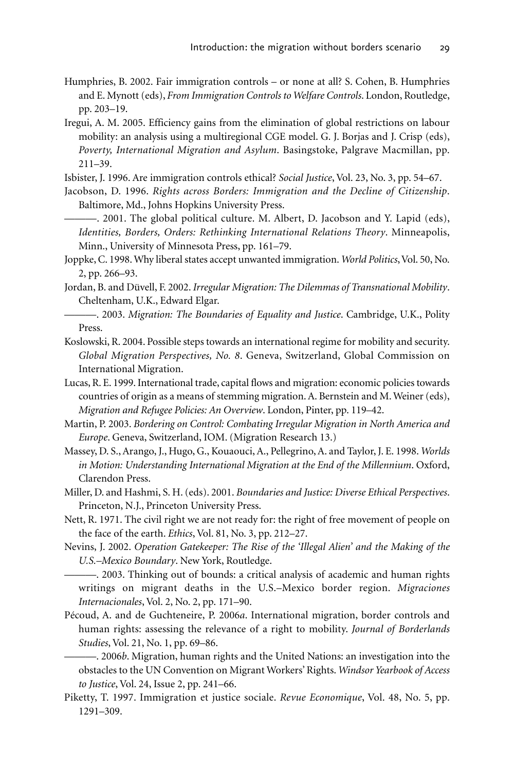Humphries, B. 2002. Fair immigration controls – or none at all? S. Cohen, B. Humphries and E. Mynott (eds), *From Immigration Controls to Welfare Controls*. London, Routledge, pp. 203–19.

Iregui, A. M. 2005. Efficiency gains from the elimination of global restrictions on labour mobility: an analysis using a multiregional CGE model. G. J. Borjas and J. Crisp (eds), *Poverty, International Migration and Asylum*. Basingstoke, Palgrave Macmillan, pp. 211–39.

Isbister, J. 1996. Are immigration controls ethical? *Social Justice*, Vol. 23, No. 3, pp. 54–67.

Jacobson, D. 1996. *Rights across Borders: Immigration and the Decline of Citizenship*. Baltimore, Md., Johns Hopkins University Press.

———. 2001. The global political culture. M. Albert, D. Jacobson and Y. Lapid (eds), *Identities, Borders, Orders: Rethinking International Relations Theory*. Minneapolis, Minn., University of Minnesota Press, pp. 161–79.

Joppke, C. 1998. Why liberal states accept unwanted immigration. *World Politics*, Vol. 50, No. 2, pp. 266–93.

Jordan, B. and Düvell, F. 2002. *Irregular Migration: The Dilemmas of Transnational Mobility*. Cheltenham, U.K., Edward Elgar.

———. 2003. *Migration: The Boundaries of Equality and Justice*. Cambridge, U.K., Polity Press.

Koslowski, R. 2004. Possible steps towards an international regime for mobility and security. *Global Migration Perspectives, No. 8*. Geneva, Switzerland, Global Commission on International Migration.

Lucas, R. E. 1999. International trade, capital flows and migration: economic policies towards countries of origin as a means of stemming migration. A. Bernstein and M. Weiner (eds), *Migration and Refugee Policies: An Overview*. London, Pinter, pp. 119–42.

Martin, P. 2003. *Bordering on Control: Combating Irregular Migration in North America and Europe*. Geneva, Switzerland, IOM. (Migration Research 13.)

Massey, D. S., Arango, J., Hugo, G., Kouaouci, A., Pellegrino, A. and Taylor, J. E. 1998. *Worlds in Motion: Understanding International Migration at the End of the Millennium*. Oxford, Clarendon Press.

Miller, D. and Hashmi, S. H. (eds). 2001. *Boundaries and Justice: Diverse Ethical Perspectives*. Princeton, N.J., Princeton University Press.

Nett, R. 1971. The civil right we are not ready for: the right of free movement of people on the face of the earth. *Ethics*, Vol. 81, No. 3, pp. 212–27.

Nevins, J. 2002. *Operation Gatekeeper: The Rise of the 'Illegal Alien' and the Making of the U.S.–Mexico Boundary*. New York, Routledge.

———. 2003. Thinking out of bounds: a critical analysis of academic and human rights writings on migrant deaths in the U.S.–Mexico border region. *Migraciones Internacionales*, Vol. 2, No. 2, pp. 171–90.

Pécoud, A. and de Guchteneire, P. 2006*a*. International migration, border controls and human rights: assessing the relevance of a right to mobility. *Journal of Borderlands Studies*, Vol. 21, No. 1, pp. 69–86.

———. 2006*b*. Migration, human rights and the United Nations: an investigation into the obstacles to the UN Convention on Migrant Workers' Rights. *Windsor Yearbook of Access to Justice*, Vol. 24, Issue 2, pp. 241–66.

Piketty, T. 1997. Immigration et justice sociale. *Revue Economique*, Vol. 48, No. 5, pp. 1291–309.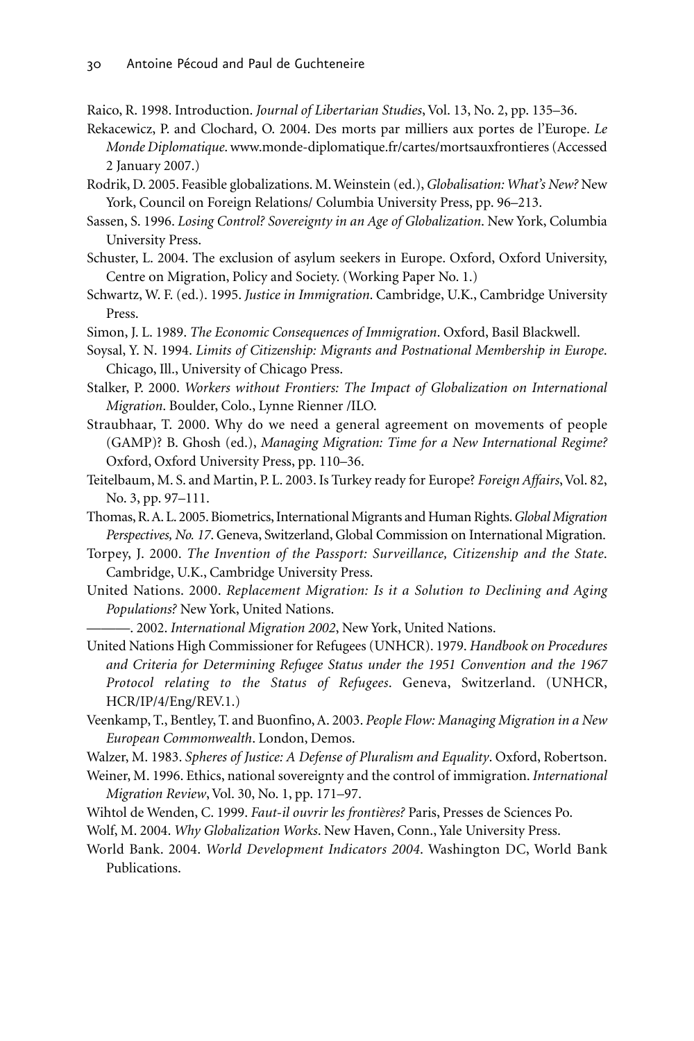Raico, R. 1998. Introduction. *Journal of Libertarian Studies*, Vol. 13, No. 2, pp. 135–36.

Rekacewicz, P. and Clochard, O. 2004. Des morts par milliers aux portes de l'Europe. *Le Monde Diplomatique*. www.monde-diplomatique.fr/cartes/mortsauxfrontieres (Accessed 2 January 2007.)

Rodrik, D. 2005. Feasible globalizations. M. Weinstein (ed.), *Globalisation: What's New?* New York, Council on Foreign Relations/ Columbia University Press, pp. 96–213.

Sassen, S. 1996. *Losing Control? Sovereignty in an Age of Globalization*. New York, Columbia University Press.

Schuster, L. 2004. The exclusion of asylum seekers in Europe. Oxford, Oxford University, Centre on Migration, Policy and Society. (Working Paper No. 1.)

Schwartz, W. F. (ed.). 1995. *Justice in Immigration*. Cambridge, U.K., Cambridge University Press.

Simon, J. L. 1989. *The Economic Consequences of Immigration*. Oxford, Basil Blackwell.

Soysal, Y. N. 1994. *Limits of Citizenship: Migrants and Postnational Membership in Europe*. Chicago, Ill., University of Chicago Press.

Stalker, P. 2000. *Workers without Frontiers: The Impact of Globalization on International Migration*. Boulder, Colo., Lynne Rienner /ILO.

Straubhaar, T. 2000. Why do we need a general agreement on movements of people (GAMP)? B. Ghosh (ed.), *Managing Migration: Time for a New International Regime?* Oxford, Oxford University Press, pp. 110–36.

Teitelbaum, M. S. and Martin, P. L. 2003. Is Turkey ready for Europe? *Foreign Affairs*, Vol. 82, No. 3, pp. 97–111.

Thomas, R. A. L. 2005. Biometrics, International Migrants and Human Rights. *Global Migration Perspectives, No. 17*. Geneva, Switzerland, Global Commission on International Migration.

Torpey, J. 2000. *The Invention of the Passport: Surveillance, Citizenship and the State*. Cambridge, U.K., Cambridge University Press.

United Nations. 2000. *Replacement Migration: Is it a Solution to Declining and Aging Populations?* New York, United Nations.

———. 2002. *International Migration 2002*, New York, United Nations.

United Nations High Commissioner for Refugees (UNHCR). 1979. *Handbook on Procedures and Criteria for Determining Refugee Status under the 1951 Convention and the 1967 Protocol relating to the Status of Refugees*. Geneva, Switzerland. (UNHCR, HCR/IP/4/Eng/REV.1.)

Veenkamp, T., Bentley, T. and Buonfino, A. 2003. *People Flow: Managing Migration in a New European Commonwealth*. London, Demos.

Walzer, M. 1983. *Spheres of Justice: A Defense of Pluralism and Equality*. Oxford, Robertson.

Weiner, M. 1996. Ethics, national sovereignty and the control of immigration. *International Migration Review*, Vol. 30, No. 1, pp. 171–97.

Wihtol de Wenden, C. 1999. *Faut-il ouvrir les frontières?* Paris, Presses de Sciences Po.

Wolf, M. 2004. *Why Globalization Works*. New Haven, Conn., Yale University Press.

World Bank. 2004. *World Development Indicators 2004*. Washington DC, World Bank Publications.